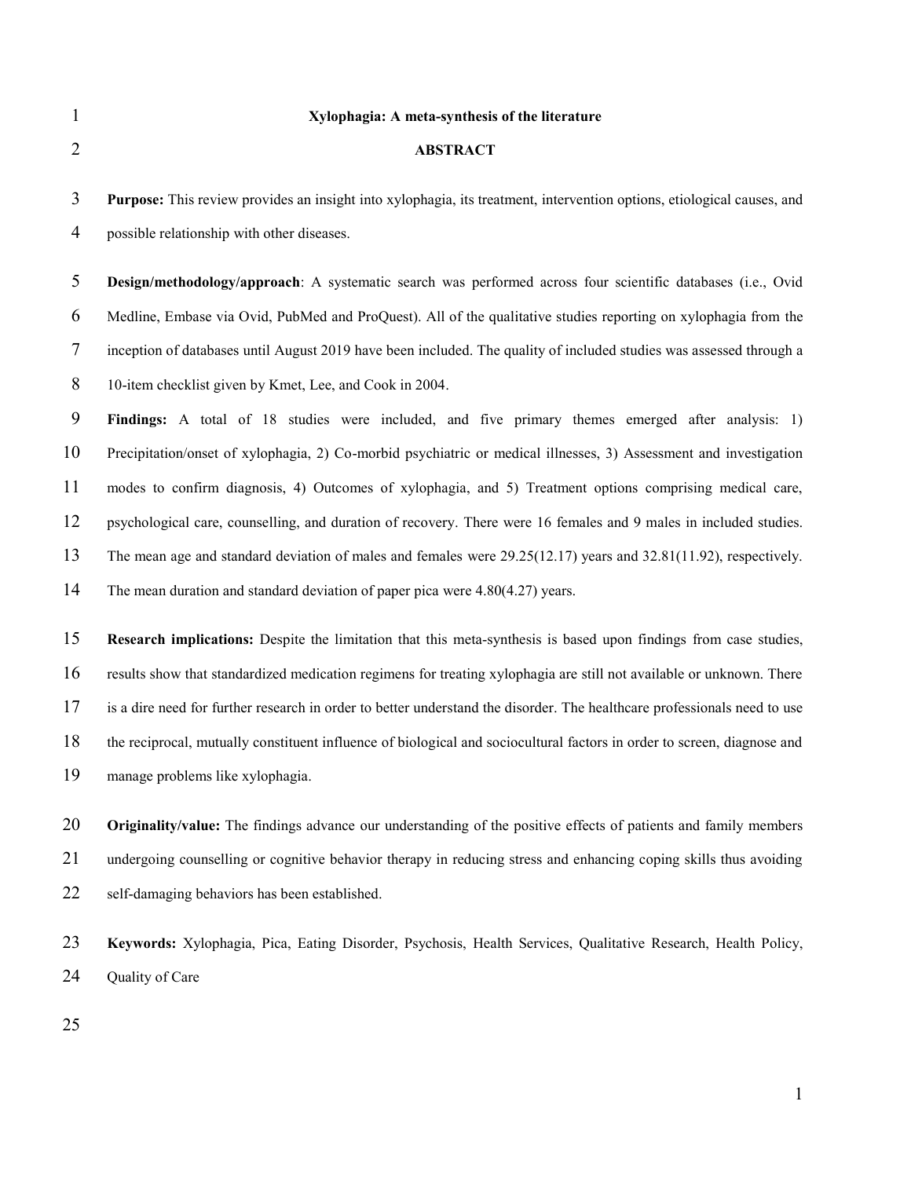# Xylophagia: A meta-synthesis of the literature

## ABSTRACT

**Purpose:** This review provides an insight into xylophagia, its treatment, intervention options, etiological causes, and possible relationship with other diseases.

**Design/methodology/approach**: A systematic search was performed across four scientific databases (i.e., Ovid Medline, Embase via Ovid, PubMed and ProQuest). All of the qualitative studies reporting on xylophagia from the inception of databases until August 2019 have been included. The quality of included studies was assessed through a 10-item checklist given by Kmet, Lee, and Cook in 2004.

**Findings:** A total of 18 studies were included, and five primary themes emerged after analysis: 1) Precipitation/onset of xylophagia, 2) Co-morbid psychiatric or medical illnesses, 3) Assessment and investigation modes to confirm diagnosis, 4) Outcomes of xylophagia, and 5) Treatment options comprising medical care, psychological care, counselling, and duration of recovery. There were 16 females and 9 males in included studies. The mean age and standard deviation of males and females were 29.25(12.17) years and 32.81(11.92), respectively. The mean duration and standard deviation of paper pica were 4.80(4.27) years.

**Research implications:** Despite the limitation that this meta-synthesis is based upon findings from case studies, results show that standardized medication regimens for treating xylophagia are still not available or unknown. There is a dire need for further research in order to better understand the disorder. The healthcare professionals need to use the reciprocal, mutually constituent influence of biological and sociocultural factors in order to screen, diagnose and manage problems like xylophagia.

**Originality/value:** The findings advance our understanding of the positive effects of patients and family members undergoing counselling or cognitive behavior therapy in reducing stress and enhancing coping skills thus avoiding self-damaging behaviors has been established.

**Keywords:** Xylophagia, Pica, Eating Disorder, Psychosis, Health Services, Qualitative Research, Health Policy, Quality of Care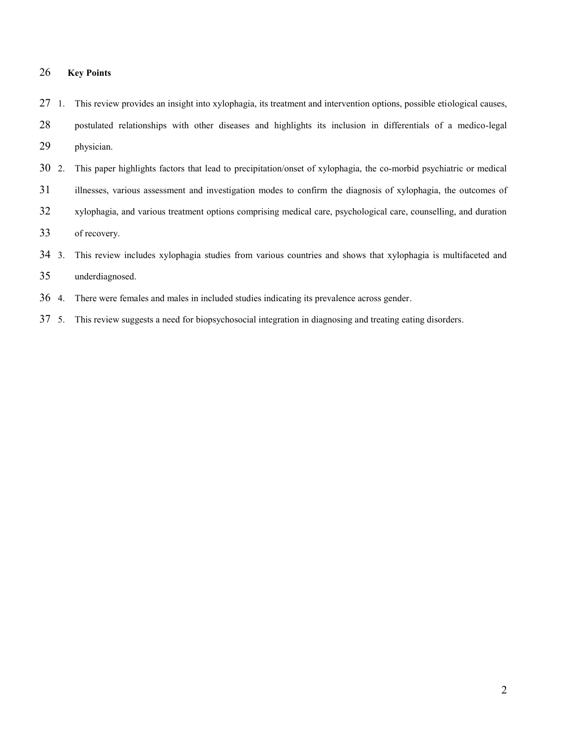## Key Points

1. This review provides an insight into xylophagia, its treatment and intervention options, possible etiological causes, postulated relationships with other diseases and highlights its inclusion in differentials of a medico-legal physician.
2. This paper highlights factors that lead to precipitation/onset of xylophagia, the co-morbid psychiatric or medical illnesses, various assessment and investigation modes to confirm the diagnosis of xylophagia, the outcomes of xylophagia, and various treatment options comprising medical care, psychological care, counselling, and duration of recovery.
3. This review includes xylophagia studies from various countries and shows that xylophagia is multifaceted and underdiagnosed.
4. There were females and males in included studies indicating its prevalence across gender.
5. This review suggests a need for biopsychosocial integration in diagnosing and treating eating disorders.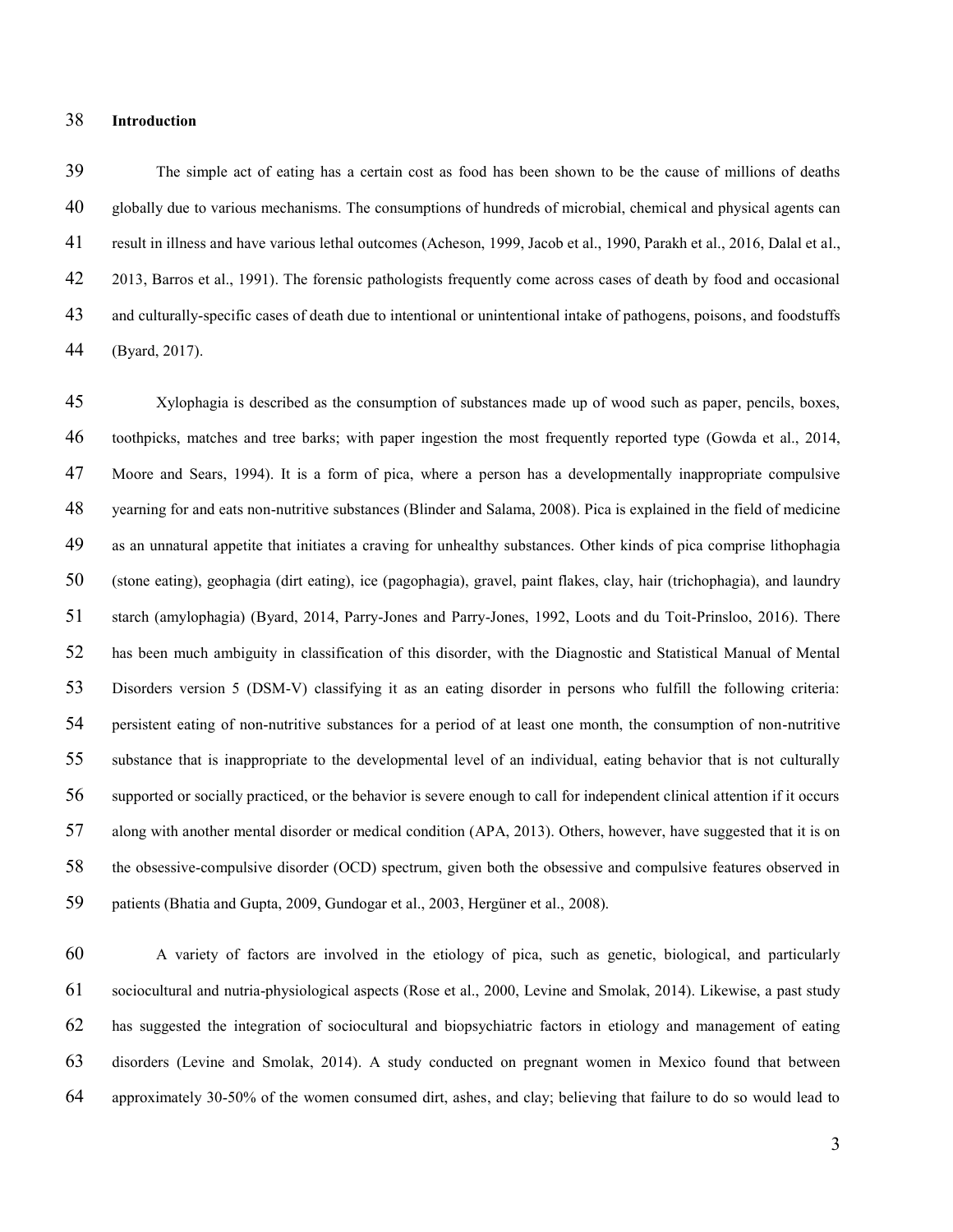## Introduction

The simple act of eating has a certain cost as food has been shown to be the cause of millions of deaths globally due to various mechanisms. The consumptions of hundreds of microbial, chemical and physical agents can result in illness and have various lethal outcomes (Acheson, 1999, Jacob et al., 1990, Parakh et al., 2016, Dalal et al., 2013, Barros et al., 1991). The forensic pathologists frequently come across cases of death by food and occasional and culturally-specific cases of death due to intentional or unintentional intake of pathogens, poisons, and foodstuffs (Byard, 2017).

Xylophagia is described as the consumption of substances made up of wood such as paper, pencils, boxes, toothpicks, matches and tree barks; with paper ingestion the most frequently reported type (Gowda et al., 2014, Moore and Sears, 1994). It is a form of pica, where a person has a developmentally inappropriate compulsive yearning for and eats non-nutritive substances (Blinder and Salama, 2008). Pica is explained in the field of medicine as an unnatural appetite that initiates a craving for unhealthy substances. Other kinds of pica comprise lithophagia (stone eating), geophagia (dirt eating), ice (pagophagia), gravel, paint flakes, clay, hair (trichophagia), and laundry starch (amylophagia) (Byard, 2014, Parry-Jones and Parry-Jones, 1992, Loots and du Toit-Prinsloo, 2016). There has been much ambiguity in classification of this disorder, with the Diagnostic and Statistical Manual of Mental Disorders version 5 (DSM-V) classifying it as an eating disorder in persons who fulfill the following criteria: persistent eating of non-nutritive substances for a period of at least one month, the consumption of non-nutritive substance that is inappropriate to the developmental level of an individual, eating behavior that is not culturally supported or socially practiced, or the behavior is severe enough to call for independent clinical attention if it occurs along with another mental disorder or medical condition (APA, 2013). Others, however, have suggested that it is on the obsessive-compulsive disorder (OCD) spectrum, given both the obsessive and compulsive features observed in patients (Bhatia and Gupta, 2009, Gundogar et al., 2003, Hergüner et al., 2008).

A variety of factors are involved in the etiology of pica, such as genetic, biological, and particularly sociocultural and nutria-physiological aspects (Rose et al., 2000, Levine and Smolak, 2014). Likewise, a past study has suggested the integration of sociocultural and biopsychiatric factors in etiology and management of eating disorders (Levine and Smolak, 2014). A study conducted on pregnant women in Mexico found that between approximately 30-50% of the women consumed dirt, ashes, and clay; believing that failure to do so would lead to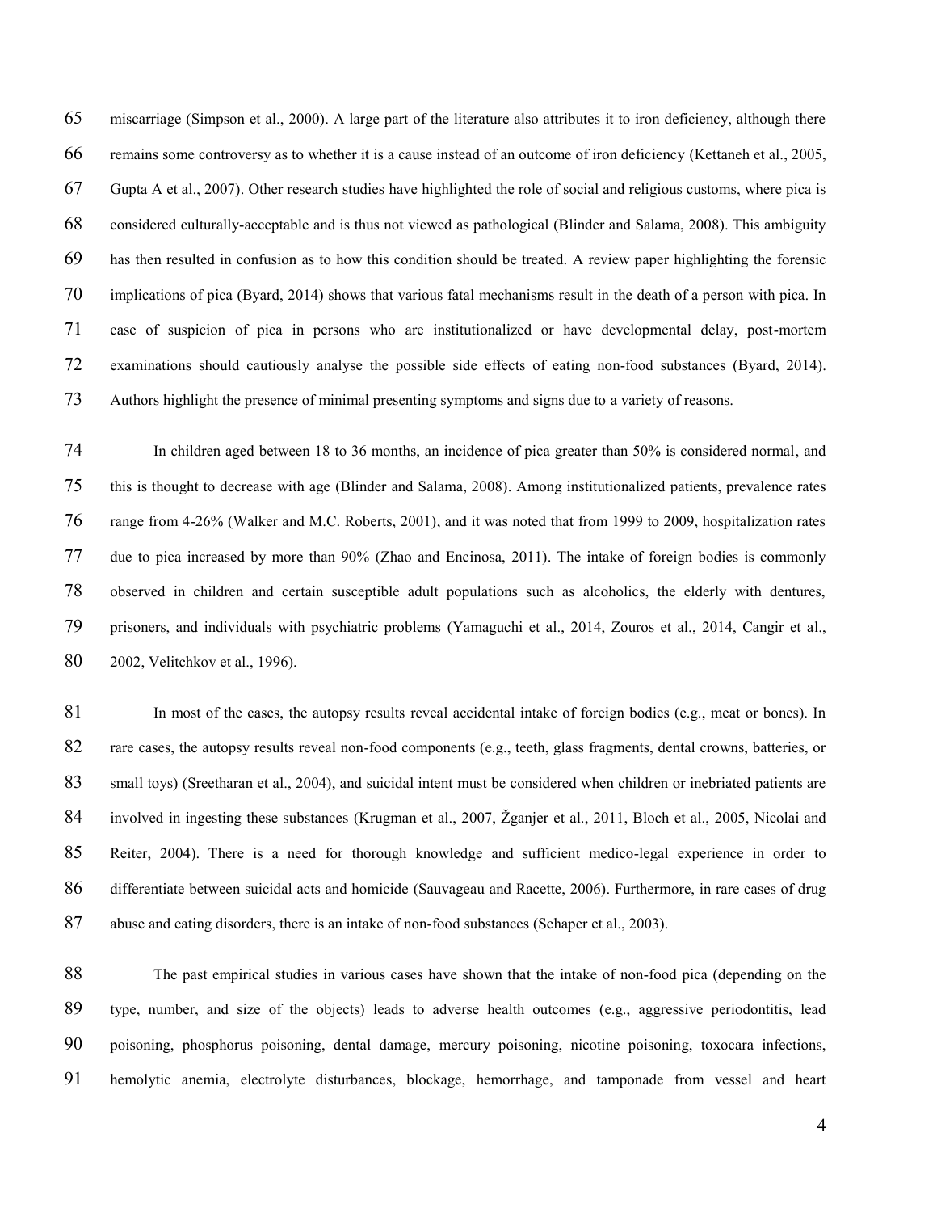miscarriage (Simpson et al., 2000). A large part of the literature also attributes it to iron deficiency, although there remains some controversy as to whether it is a cause instead of an outcome of iron deficiency (Kettaneh et al., 2005, Gupta A et al., 2007). Other research studies have highlighted the role of social and religious customs, where pica is considered culturally-acceptable and is thus not viewed as pathological (Blinder and Salama, 2008). This ambiguity has then resulted in confusion as to how this condition should be treated. A review paper highlighting the forensic implications of pica (Byard, 2014) shows that various fatal mechanisms result in the death of a person with pica. In case of suspicion of pica in persons who are institutionalized or have developmental delay, post-mortem examinations should cautiously analyse the possible side effects of eating non-food substances (Byard, 2014). Authors highlight the presence of minimal presenting symptoms and signs due to a variety of reasons.

In children aged between 18 to 36 months, an incidence of pica greater than 50% is considered normal, and this is thought to decrease with age (Blinder and Salama, 2008). Among institutionalized patients, prevalence rates range from 4-26% (Walker and M.C. Roberts, 2001), and it was noted that from 1999 to 2009, hospitalization rates due to pica increased by more than 90% (Zhao and Encinosa, 2011). The intake of foreign bodies is commonly observed in children and certain susceptible adult populations such as alcoholics, the elderly with dentures, prisoners, and individuals with psychiatric problems (Yamaguchi et al., 2014, Zouros et al., 2014, Cangir et al., 2002, Velitchkov et al., 1996).

In most of the cases, the autopsy results reveal accidental intake of foreign bodies (e.g., meat or bones). In rare cases, the autopsy results reveal non-food components (e.g., teeth, glass fragments, dental crowns, batteries, or small toys) (Sreetharan et al., 2004), and suicidal intent must be considered when children or inebriated patients are involved in ingesting these substances (Krugman et al., 2007, Žganjer et al., 2011, Bloch et al., 2005, Nicolai and Reiter, 2004). There is a need for thorough knowledge and sufficient medico-legal experience in order to differentiate between suicidal acts and homicide (Sauvageau and Racette, 2006). Furthermore, in rare cases of drug abuse and eating disorders, there is an intake of non-food substances (Schaper et al., 2003).

The past empirical studies in various cases have shown that the intake of non-food pica (depending on the type, number, and size of the objects) leads to adverse health outcomes (e.g., aggressive periodontitis, lead poisoning, phosphorus poisoning, dental damage, mercury poisoning, nicotine poisoning, toxocara infections, hemolytic anemia, electrolyte disturbances, blockage, hemorrhage, and tamponade from vessel and heart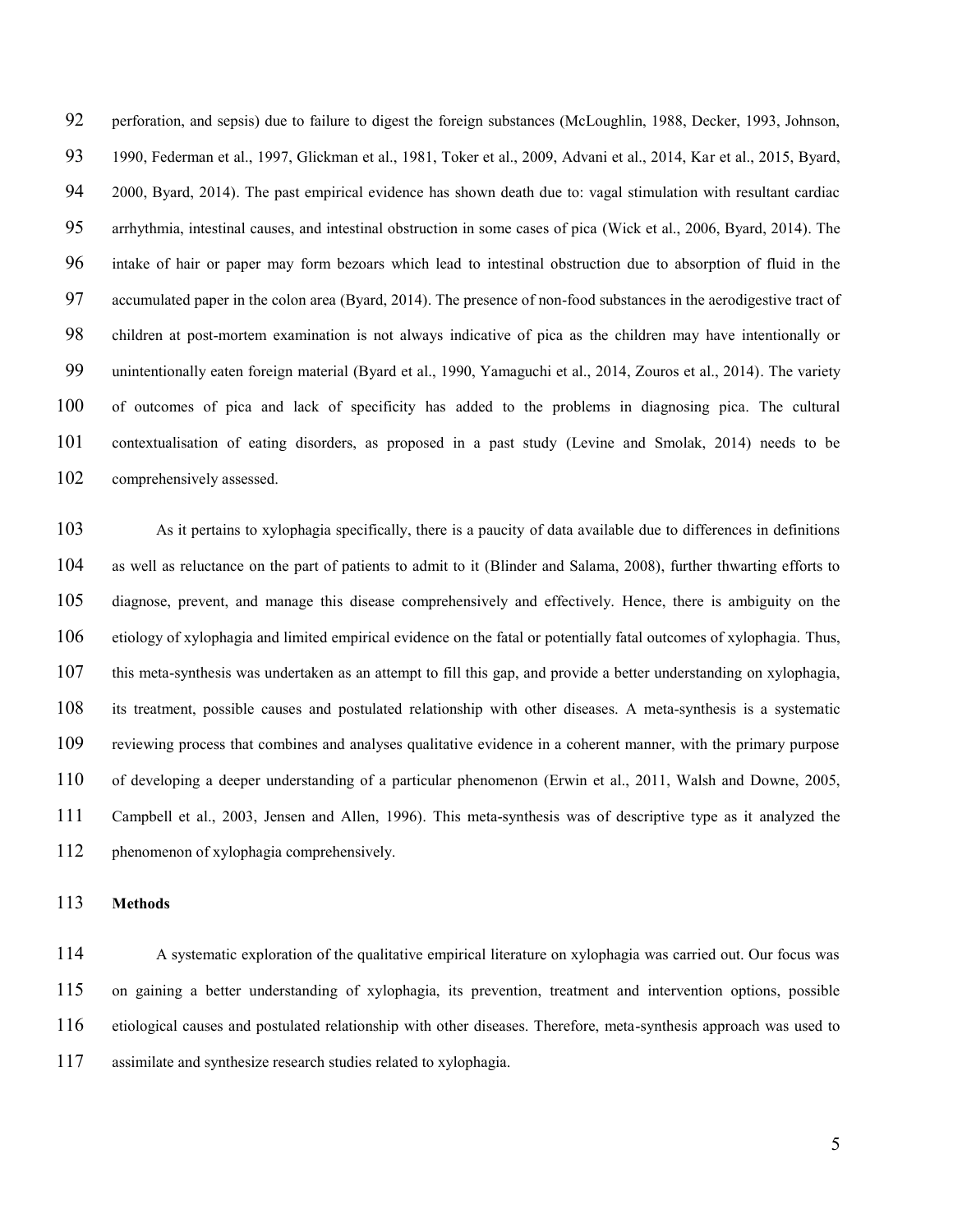perforation, and sepsis) due to failure to digest the foreign substances (McLoughlin, 1988, Decker, 1993, Johnson, 1990, Federman et al., 1997, Glickman et al., 1981, Toker et al., 2009, Advani et al., 2014, Kar et al., 2015, Byard, 2000, Byard, 2014). The past empirical evidence has shown death due to: vagal stimulation with resultant cardiac arrhythmia, intestinal causes, and intestinal obstruction in some cases of pica (Wick et al., 2006, Byard, 2014). The intake of hair or paper may form bezoars which lead to intestinal obstruction due to absorption of fluid in the accumulated paper in the colon area (Byard, 2014). The presence of non-food substances in the aerodigestive tract of children at post-mortem examination is not always indicative of pica as the children may have intentionally or unintentionally eaten foreign material (Byard et al., 1990, Yamaguchi et al., 2014, Zouros et al., 2014). The variety of outcomes of pica and lack of specificity has added to the problems in diagnosing pica. The cultural contextualisation of eating disorders, as proposed in a past study (Levine and Smolak, 2014) needs to be comprehensively assessed.

As it pertains to xylophagia specifically, there is a paucity of data available due to differences in definitions as well as reluctance on the part of patients to admit to it (Blinder and Salama, 2008), further thwarting efforts to diagnose, prevent, and manage this disease comprehensively and effectively. Hence, there is ambiguity on the etiology of xylophagia and limited empirical evidence on the fatal or potentially fatal outcomes of xylophagia. Thus, this meta-synthesis was undertaken as an attempt to fill this gap, and provide a better understanding on xylophagia, its treatment, possible causes and postulated relationship with other diseases. A meta-synthesis is a systematic reviewing process that combines and analyses qualitative evidence in a coherent manner, with the primary purpose of developing a deeper understanding of a particular phenomenon (Erwin et al., 2011, Walsh and Downe, 2005, Campbell et al., 2003, Jensen and Allen, 1996). This meta-synthesis was of descriptive type as it analyzed the phenomenon of xylophagia comprehensively.

## Methods

A systematic exploration of the qualitative empirical literature on xylophagia was carried out. Our focus was on gaining a better understanding of xylophagia, its prevention, treatment and intervention options, possible etiological causes and postulated relationship with other diseases. Therefore, meta-synthesis approach was used to assimilate and synthesize research studies related to xylophagia.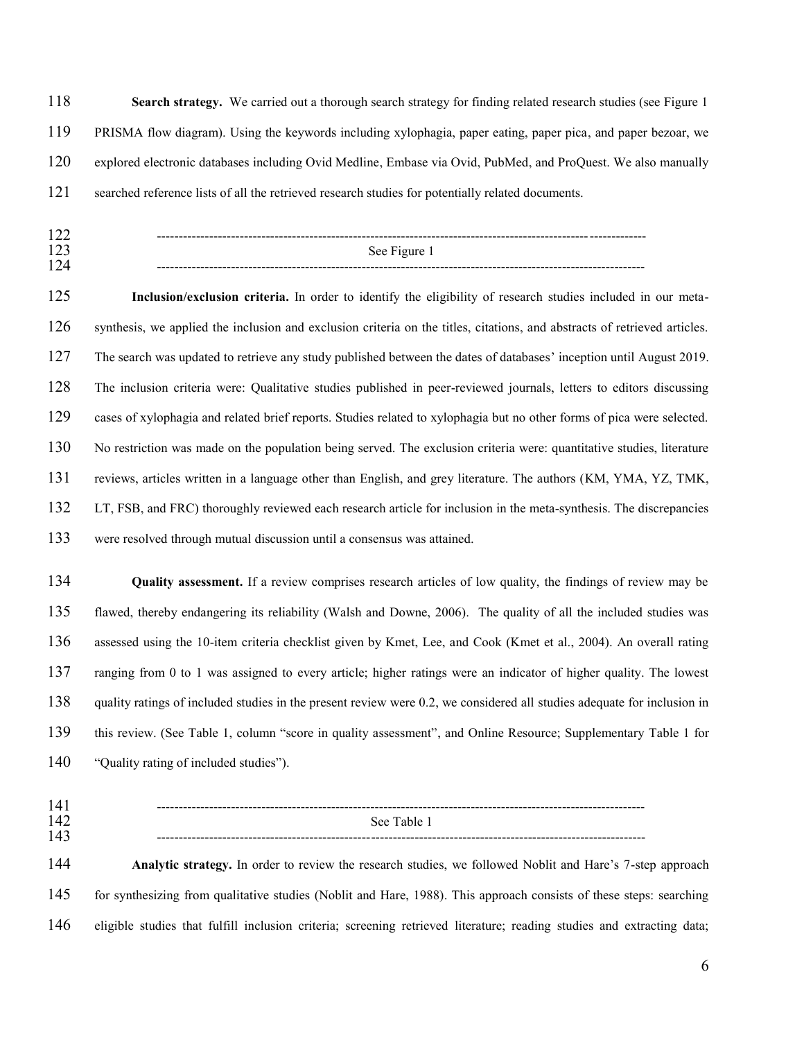**Search strategy.** We carried out a thorough search strategy for finding related research studies (see Figure 1 PRISMA flow diagram). Using the keywords including xylophagia, paper eating, paper pica, and paper bezoar, we explored electronic databases including Ovid Medline, Embase via Ovid, PubMed, and ProQuest. We also manually searched reference lists of all the retrieved research studies for potentially related documents.

---

See Figure 1

---

**Inclusion/exclusion criteria.** In order to identify the eligibility of research studies included in our meta-synthesis, we applied the inclusion and exclusion criteria on the titles, citations, and abstracts of retrieved articles. The search was updated to retrieve any study published between the dates of databases' inception until August 2019. The inclusion criteria were: Qualitative studies published in peer-reviewed journals, letters to editors discussing cases of xylophagia and related brief reports. Studies related to xylophagia but no other forms of pica were selected. No restriction was made on the population being served. The exclusion criteria were: quantitative studies, literature reviews, articles written in a language other than English, and grey literature. The authors (KM, YMA, YZ, TMK, LT, FSB, and FRC) thoroughly reviewed each research article for inclusion in the meta-synthesis. The discrepancies were resolved through mutual discussion until a consensus was attained.

**Quality assessment.** If a review comprises research articles of low quality, the findings of review may be flawed, thereby endangering its reliability (Walsh and Downe, 2006). The quality of all the included studies was assessed using the 10-item criteria checklist given by Kmet, Lee, and Cook (Kmet et al., 2004). An overall rating ranging from 0 to 1 was assigned to every article; higher ratings were an indicator of higher quality. The lowest quality ratings of included studies in the present review were 0.2, we considered all studies adequate for inclusion in this review. (See Table 1, column "score in quality assessment", and Online Resource; Supplementary Table 1 for "Quality rating of included studies").

---

See Table 1

---

**Analytic strategy.** In order to review the research studies, we followed Noblit and Hare's 7-step approach for synthesizing from qualitative studies (Noblit and Hare, 1988). This approach consists of these steps: searching eligible studies that fulfill inclusion criteria; screening retrieved literature; reading studies and extracting data;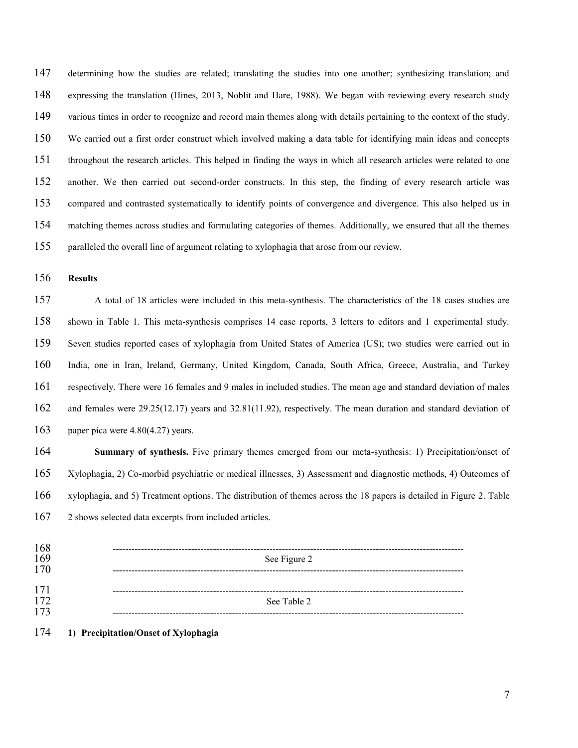determining how the studies are related; translating the studies into one another; synthesizing translation; and expressing the translation (Hines, 2013, Noblit and Hare, 1988). We began with reviewing every research study various times in order to recognize and record main themes along with details pertaining to the context of the study. We carried out a first order construct which involved making a data table for identifying main ideas and concepts throughout the research articles. This helped in finding the ways in which all research articles were related to one another. We then carried out second-order constructs. In this step, the finding of every research article was compared and contrasted systematically to identify points of convergence and divergence. This also helped us in matching themes across studies and formulating categories of themes. Additionally, we ensured that all the themes paralleled the overall line of argument relating to xylophagia that arose from our review.

**Results**

A total of 18 articles were included in this meta-synthesis. The characteristics of the 18 cases studies are shown in Table 1. This meta-synthesis comprises 14 case reports, 3 letters to editors and 1 experimental study. Seven studies reported cases of xylophagia from United States of America (US); two studies were carried out in India, one in Iran, Ireland, Germany, United Kingdom, Canada, South Africa, Greece, Australia, and Turkey respectively. There were 16 females and 9 males in included studies. The mean age and standard deviation of males and females were 29.25(12.17) years and 32.81(11.92), respectively. The mean duration and standard deviation of paper pica were 4.80(4.27) years.

**Summary of synthesis.** Five primary themes emerged from our meta-synthesis: 1) Precipitation/onset of Xylophagia, 2) Co-morbid psychiatric or medical illnesses, 3) Assessment and diagnostic methods, 4) Outcomes of xylophagia, and 5) Treatment options. The distribution of themes across the 18 papers is detailed in Figure 2. Table 2 shows selected data excerpts from included articles.

---

See Figure 2

---

---

See Table 2

---

**1) Precipitation/Onset of Xylophagia**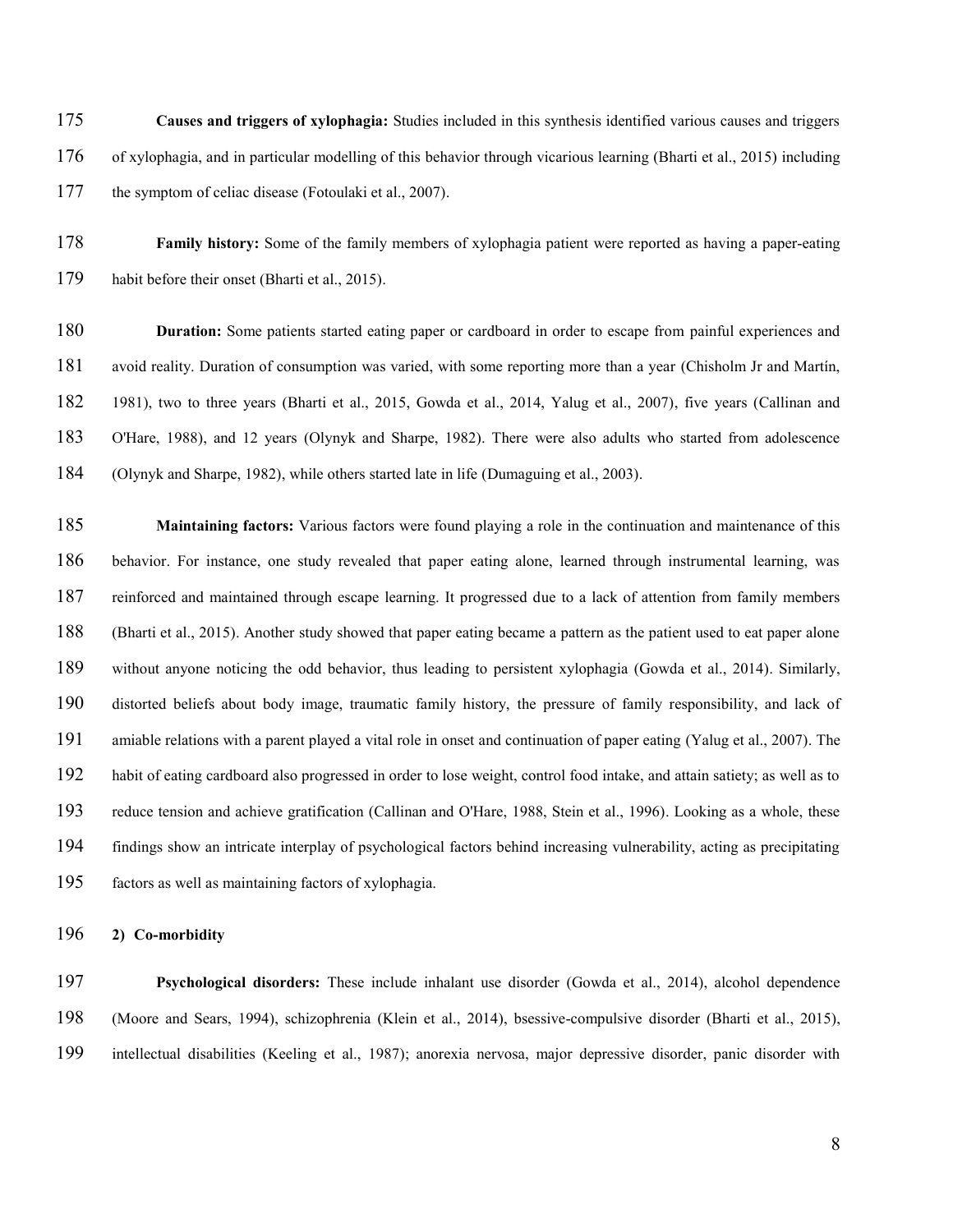**Causes and triggers of xylophagia:** Studies included in this synthesis identified various causes and triggers of xylophagia, and in particular modelling of this behavior through vicarious learning (Bharti et al., 2015) including the symptom of celiac disease (Fotoulaki et al., 2007).

**Family history:** Some of the family members of xylophagia patient were reported as having a paper-eating habit before their onset (Bharti et al., 2015).

**Duration:** Some patients started eating paper or cardboard in order to escape from painful experiences and avoid reality. Duration of consumption was varied, with some reporting more than a year (Chisholm Jr and Martín, 1981), two to three years (Bharti et al., 2015, Gowda et al., 2014, Yalug et al., 2007), five years (Callinan and O'Hare, 1988), and 12 years (Olynyk and Sharpe, 1982). There were also adults who started from adolescence (Olynyk and Sharpe, 1982), while others started late in life (Dumaguing et al., 2003).

**Maintaining factors:** Various factors were found playing a role in the continuation and maintenance of this behavior. For instance, one study revealed that paper eating alone, learned through instrumental learning, was reinforced and maintained through escape learning. It progressed due to a lack of attention from family members (Bharti et al., 2015). Another study showed that paper eating became a pattern as the patient used to eat paper alone without anyone noticing the odd behavior, thus leading to persistent xylophagia (Gowda et al., 2014). Similarly, distorted beliefs about body image, traumatic family history, the pressure of family responsibility, and lack of amiable relations with a parent played a vital role in onset and continuation of paper eating (Yalug et al., 2007). The habit of eating cardboard also progressed in order to lose weight, control food intake, and attain satiety; as well as to reduce tension and achieve gratification (Callinan and O'Hare, 1988, Stein et al., 1996). Looking as a whole, these findings show an intricate interplay of psychological factors behind increasing vulnerability, acting as precipitating factors as well as maintaining factors of xylophagia.

**2) Co-morbidity**

**Psychological disorders:** These include inhalant use disorder (Gowda et al., 2014), alcohol dependence (Moore and Sears, 1994), schizophrenia (Klein et al., 2014), bsessive-compulsive disorder (Bharti et al., 2015), intellectual disabilities (Keeling et al., 1987); anorexia nervosa, major depressive disorder, panic disorder with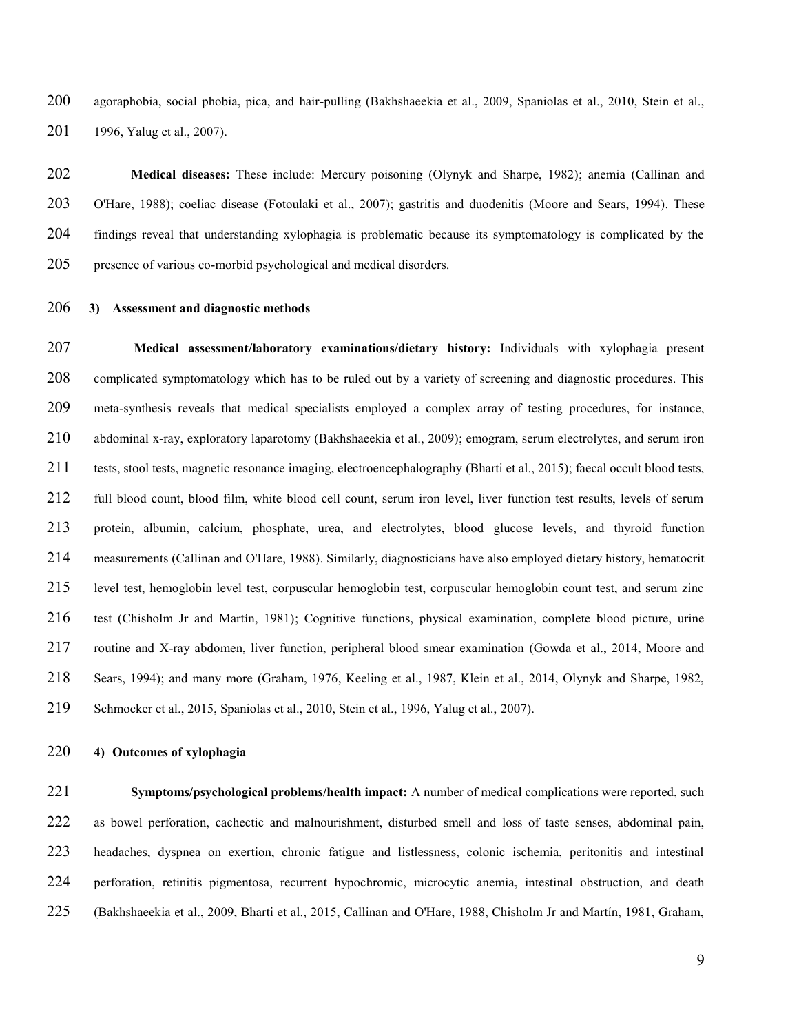agoraphobia, social phobia, pica, and hair-pulling (Bakhshaeekia et al., 2009, Spaniolas et al., 2010, Stein et al., 1996, Yalug et al., 2007).

**Medical diseases:** These include: Mercury poisoning (Olynyk and Sharpe, 1982); anemia (Callinan and O'Hare, 1988); coeliac disease (Fotoulaki et al., 2007); gastritis and duodenitis (Moore and Sears, 1994). These findings reveal that understanding xylophagia is problematic because its symptomatology is complicated by the presence of various co-morbid psychological and medical disorders.

**3) Assessment and diagnostic methods**

**Medical assessment/laboratory examinations/dietary history:** Individuals with xylophagia present complicated symptomatology which has to be ruled out by a variety of screening and diagnostic procedures. This meta-synthesis reveals that medical specialists employed a complex array of testing procedures, for instance, abdominal x-ray, exploratory laparotomy (Bakhshaeekia et al., 2009); emogram, serum electrolytes, and serum iron tests, stool tests, magnetic resonance imaging, electroencephalography (Bharti et al., 2015); faecal occult blood tests, full blood count, blood film, white blood cell count, serum iron level, liver function test results, levels of serum protein, albumin, calcium, phosphate, urea, and electrolytes, blood glucose levels, and thyroid function measurements (Callinan and O'Hare, 1988). Similarly, diagnosticians have also employed dietary history, hematocrit level test, hemoglobin level test, corpuscular hemoglobin test, corpuscular hemoglobin count test, and serum zinc test (Chisholm Jr and Martín, 1981); Cognitive functions, physical examination, complete blood picture, urine routine and X-ray abdomen, liver function, peripheral blood smear examination (Gowda et al., 2014, Moore and Sears, 1994); and many more (Graham, 1976, Keeling et al., 1987, Klein et al., 2014, Olynyk and Sharpe, 1982, Schmocker et al., 2015, Spaniolas et al., 2010, Stein et al., 1996, Yalug et al., 2007).

**4) Outcomes of xylophagia**

**Symptoms/psychological problems/health impact:** A number of medical complications were reported, such as bowel perforation, cachectic and malnourishment, disturbed smell and loss of taste senses, abdominal pain, headaches, dyspnea on exertion, chronic fatigue and listlessness, colonic ischemia, peritonitis and intestinal perforation, retinitis pigmentosa, recurrent hypochromic, microcytic anemia, intestinal obstruction, and death (Bakhshaeekia et al., 2009, Bharti et al., 2015, Callinan and O'Hare, 1988, Chisholm Jr and Martín, 1981, Graham,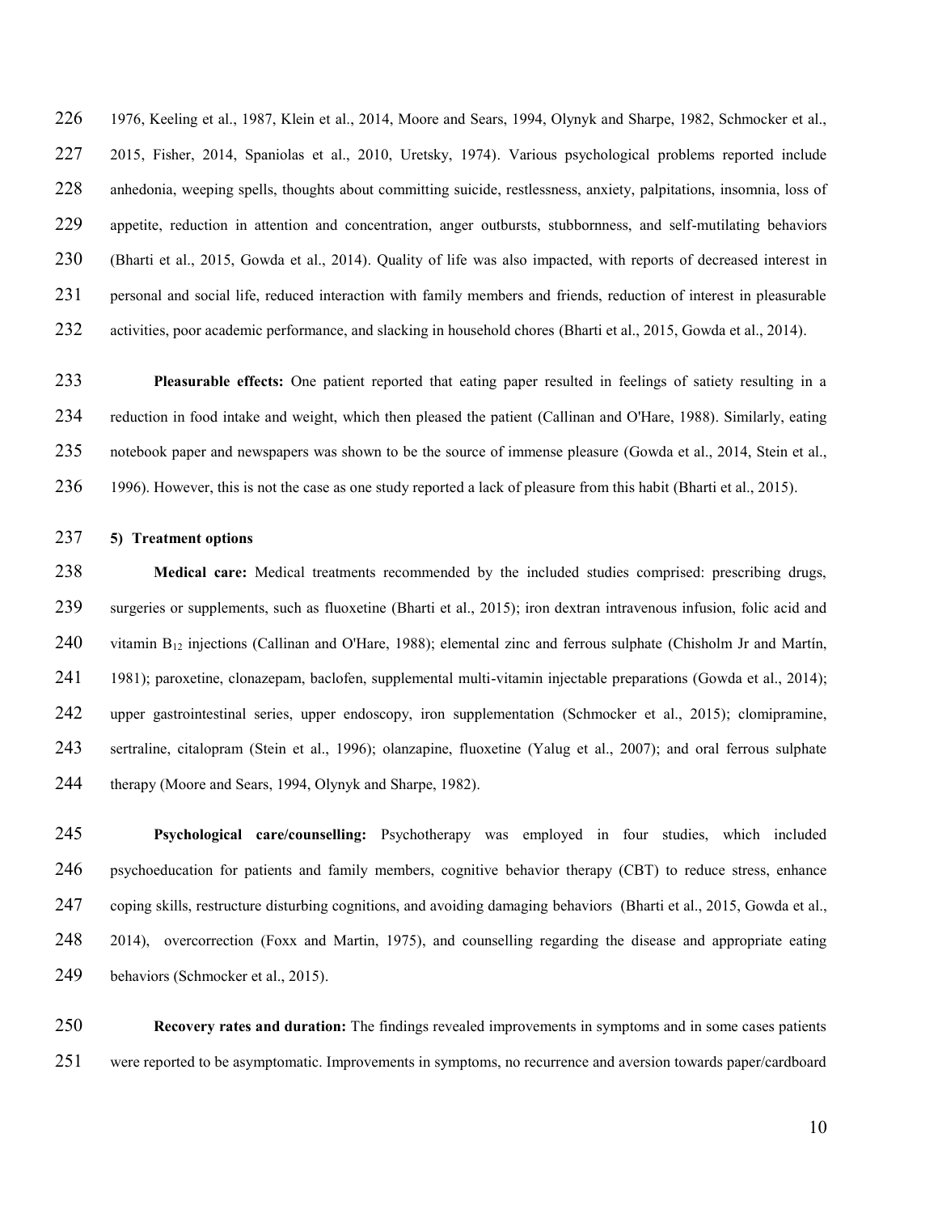1976, Keeling et al., 1987, Klein et al., 2014, Moore and Sears, 1994, Olynyk and Sharpe, 1982, Schmocker et al., 2015, Fisher, 2014, Spaniolas et al., 2010, Uretsky, 1974). Various psychological problems reported include anhedonia, weeping spells, thoughts about committing suicide, restlessness, anxiety, palpitations, insomnia, loss of appetite, reduction in attention and concentration, anger outbursts, stubbornness, and self-mutilating behaviors (Bharti et al., 2015, Gowda et al., 2014). Quality of life was also impacted, with reports of decreased interest in personal and social life, reduced interaction with family members and friends, reduction of interest in pleasurable activities, poor academic performance, and slacking in household chores (Bharti et al., 2015, Gowda et al., 2014).

**Pleasurable effects:** One patient reported that eating paper resulted in feelings of satiety resulting in a reduction in food intake and weight, which then pleased the patient (Callinan and O'Hare, 1988). Similarly, eating notebook paper and newspapers was shown to be the source of immense pleasure (Gowda et al., 2014, Stein et al., 1996). However, this is not the case as one study reported a lack of pleasure from this habit (Bharti et al., 2015).

**5) Treatment options**

**Medical care:** Medical treatments recommended by the included studies comprised: prescribing drugs, surgeries or supplements, such as fluoxetine (Bharti et al., 2015); iron dextran intravenous infusion, folic acid and vitamin $B_{12}$ injections (Callinan and O'Hare, 1988); elemental zinc and ferrous sulphate (Chisholm Jr and Martín, 1981); paroxetine, clonazepam, baclofen, supplemental multi-vitamin injectable preparations (Gowda et al., 2014); upper gastrointestinal series, upper endoscopy, iron supplementation (Schmocker et al., 2015); clomipramine, sertraline, citalopram (Stein et al., 1996); olanzapine, fluoxetine (Yalug et al., 2007); and oral ferrous sulphate therapy (Moore and Sears, 1994, Olynyk and Sharpe, 1982).

**Psychological care/counselling:** Psychotherapy was employed in four studies, which included psychoeducation for patients and family members, cognitive behavior therapy (CBT) to reduce stress, enhance coping skills, restructure disturbing cognitions, and avoiding damaging behaviors (Bharti et al., 2015, Gowda et al., 2014), overcorrection (Foxx and Martin, 1975), and counselling regarding the disease and appropriate eating behaviors (Schmocker et al., 2015).

**Recovery rates and duration:** The findings revealed improvements in symptoms and in some cases patients were reported to be asymptomatic. Improvements in symptoms, no recurrence and aversion towards paper/cardboard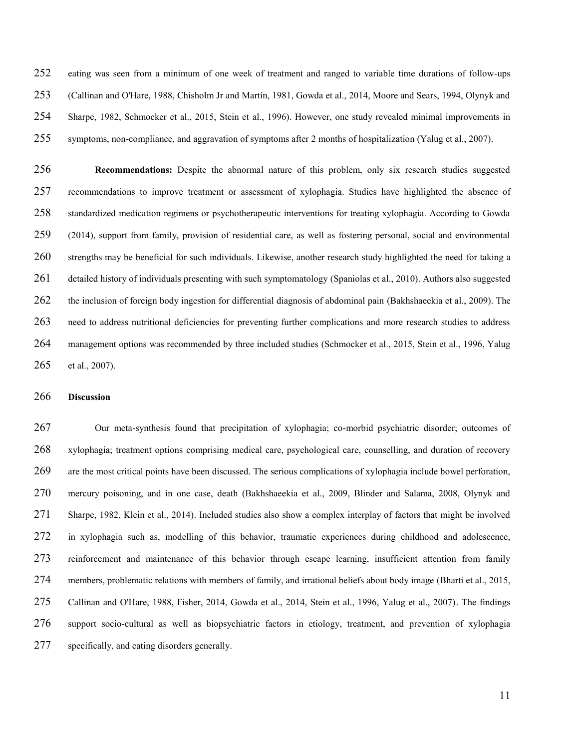eating was seen from a minimum of one week of treatment and ranged to variable time durations of follow-ups (Callinan and O'Hare, 1988, Chisholm Jr and Martín, 1981, Gowda et al., 2014, Moore and Sears, 1994, Olynyk and Sharpe, 1982, Schmocker et al., 2015, Stein et al., 1996). However, one study revealed minimal improvements in symptoms, non-compliance, and aggravation of symptoms after 2 months of hospitalization (Yalug et al., 2007).

**Recommendations:** Despite the abnormal nature of this problem, only six research studies suggested recommendations to improve treatment or assessment of xylophagia. Studies have highlighted the absence of standardized medication regimens or psychotherapeutic interventions for treating xylophagia. According to Gowda (2014), support from family, provision of residential care, as well as fostering personal, social and environmental strengths may be beneficial for such individuals. Likewise, another research study highlighted the need for taking a detailed history of individuals presenting with such symptomatology (Spaniolas et al., 2010). Authors also suggested the inclusion of foreign body ingestion for differential diagnosis of abdominal pain (Bakhshaeekia et al., 2009). The need to address nutritional deficiencies for preventing further complications and more research studies to address management options was recommended by three included studies (Schmocker et al., 2015, Stein et al., 1996, Yalug et al., 2007).

## Discussion

Our meta-synthesis found that precipitation of xylophagia; co-morbid psychiatric disorder; outcomes of xylophagia; treatment options comprising medical care, psychological care, counselling, and duration of recovery are the most critical points have been discussed. The serious complications of xylophagia include bowel perforation, mercury poisoning, and in one case, death (Bakhshaeekia et al., 2009, Blinder and Salama, 2008, Olynyk and Sharpe, 1982, Klein et al., 2014). Included studies also show a complex interplay of factors that might be involved in xylophagia such as, modelling of this behavior, traumatic experiences during childhood and adolescence, reinforcement and maintenance of this behavior through escape learning, insufficient attention from family members, problematic relations with members of family, and irrational beliefs about body image (Bharti et al., 2015, Callinan and O'Hare, 1988, Fisher, 2014, Gowda et al., 2014, Stein et al., 1996, Yalug et al., 2007). The findings support socio-cultural as well as biopsychiatric factors in etiology, treatment, and prevention of xylophagia specifically, and eating disorders generally.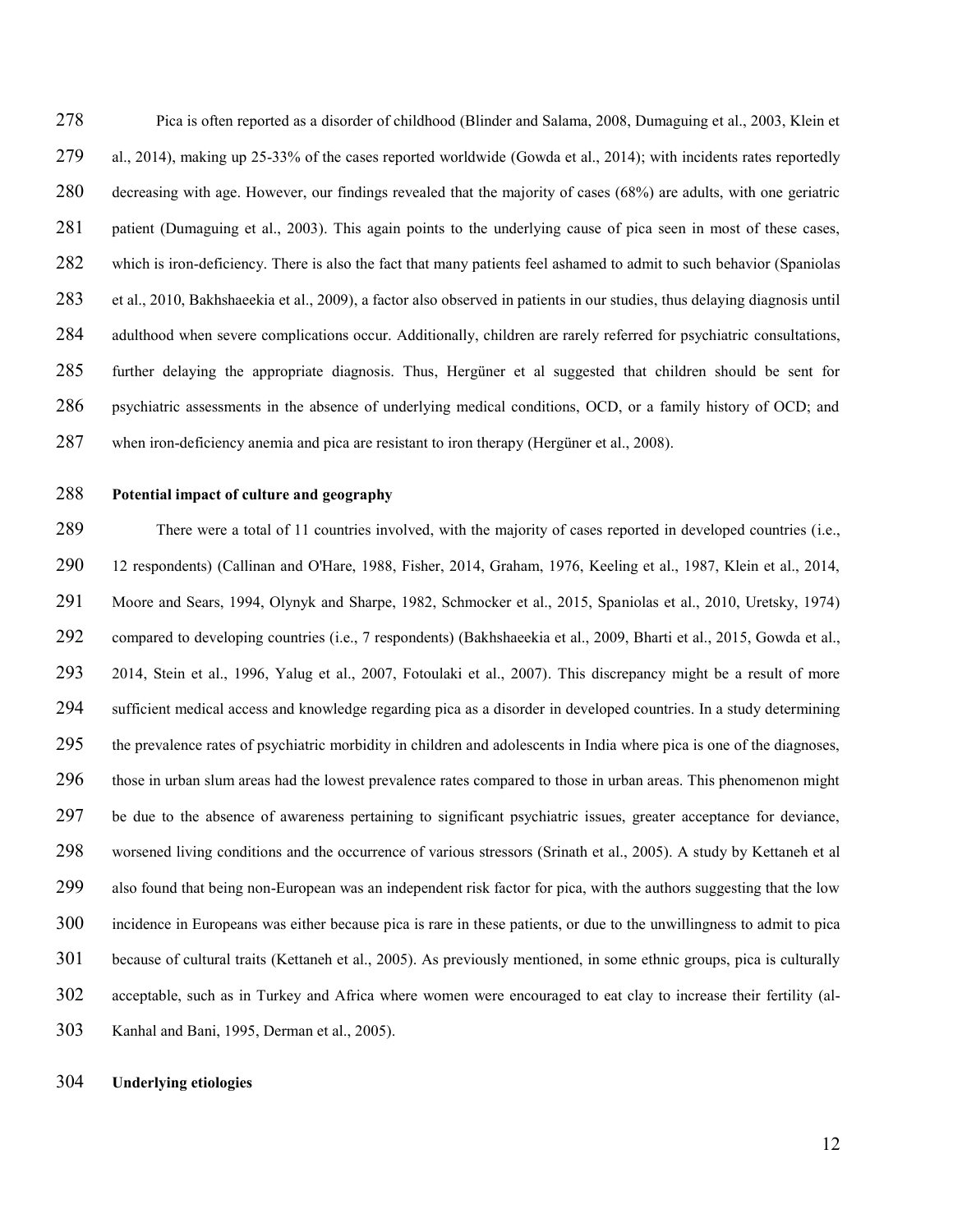Pica is often reported as a disorder of childhood (Blinder and Salama, 2008, Dumaguing et al., 2003, Klein et al., 2014), making up 25-33% of the cases reported worldwide (Gowda et al., 2014); with incidents rates reportedly decreasing with age. However, our findings revealed that the majority of cases (68%) are adults, with one geriatric patient (Dumaguing et al., 2003). This again points to the underlying cause of pica seen in most of these cases, which is iron-deficiency. There is also the fact that many patients feel ashamed to admit to such behavior (Spaniolas et al., 2010, Bakhshaeekia et al., 2009), a factor also observed in patients in our studies, thus delaying diagnosis until adulthood when severe complications occur. Additionally, children are rarely referred for psychiatric consultations, further delaying the appropriate diagnosis. Thus, Hergüner et al suggested that children should be sent for psychiatric assessments in the absence of underlying medical conditions, OCD, or a family history of OCD; and when iron-deficiency anemia and pica are resistant to iron therapy (Hergüner et al., 2008).

**Potential impact of culture and geography**

There were a total of 11 countries involved, with the majority of cases reported in developed countries (i.e., 12 respondents) (Callinan and O'Hare, 1988, Fisher, 2014, Graham, 1976, Keeling et al., 1987, Klein et al., 2014, Moore and Sears, 1994, Olynyk and Sharpe, 1982, Schmocker et al., 2015, Spaniolas et al., 2010, Uretsky, 1974) compared to developing countries (i.e., 7 respondents) (Bakhshaeekia et al., 2009, Bharti et al., 2015, Gowda et al., 2014, Stein et al., 1996, Yalug et al., 2007, Fotoulaki et al., 2007). This discrepancy might be a result of more sufficient medical access and knowledge regarding pica as a disorder in developed countries. In a study determining the prevalence rates of psychiatric morbidity in children and adolescents in India where pica is one of the diagnoses, those in urban slum areas had the lowest prevalence rates compared to those in urban areas. This phenomenon might be due to the absence of awareness pertaining to significant psychiatric issues, greater acceptance for deviance, worsened living conditions and the occurrence of various stressors (Srinath et al., 2005). A study by Kettaneh et al also found that being non-European was an independent risk factor for pica, with the authors suggesting that the low incidence in Europeans was either because pica is rare in these patients, or due to the unwillingness to admit to pica because of cultural traits (Kettaneh et al., 2005). As previously mentioned, in some ethnic groups, pica is culturally acceptable, such as in Turkey and Africa where women were encouraged to eat clay to increase their fertility (al-Kanhal and Bani, 1995, Derman et al., 2005).

**Underlying etiologies**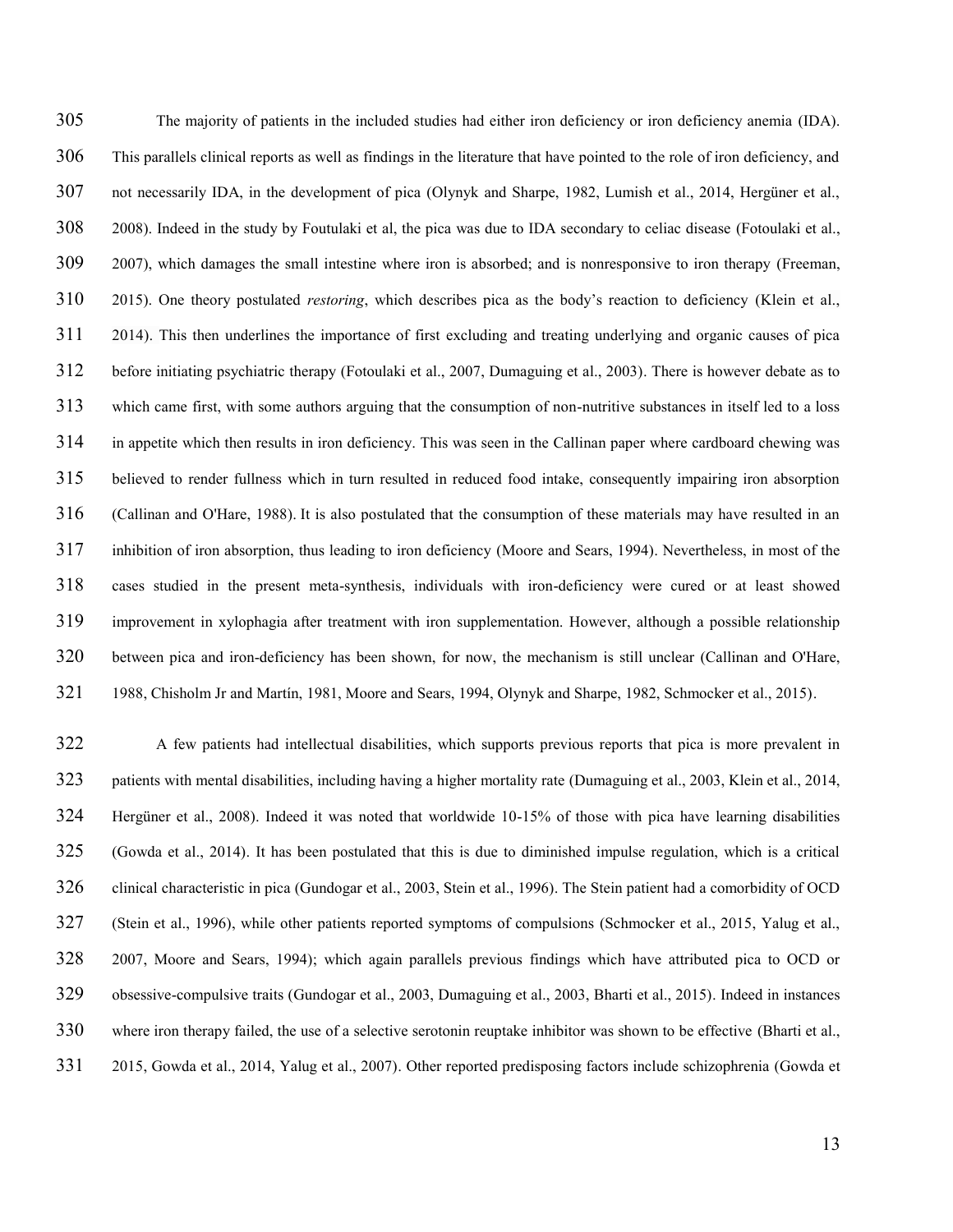The majority of patients in the included studies had either iron deficiency or iron deficiency anemia (IDA). This parallels clinical reports as well as findings in the literature that have pointed to the role of iron deficiency, and not necessarily IDA, in the development of pica (Olynyk and Sharpe, 1982, Lumish et al., 2014, Hergüner et al., 2008). Indeed in the study by Foutulaki et al, the pica was due to IDA secondary to celiac disease (Fotoulaki et al., 2007), which damages the small intestine where iron is absorbed; and is nonresponsive to iron therapy (Freeman, 2015). One theory postulated *restoring*, which describes pica as the body's reaction to deficiency (Klein et al., 2014). This then underlines the importance of first excluding and treating underlying and organic causes of pica before initiating psychiatric therapy (Fotoulaki et al., 2007, Dumaguing et al., 2003). There is however debate as to which came first, with some authors arguing that the consumption of non-nutritive substances in itself led to a loss in appetite which then results in iron deficiency. This was seen in the Callinan paper where cardboard chewing was believed to render fullness which in turn resulted in reduced food intake, consequently impairing iron absorption (Callinan and O'Hare, 1988). It is also postulated that the consumption of these materials may have resulted in an inhibition of iron absorption, thus leading to iron deficiency (Moore and Sears, 1994). Nevertheless, in most of the cases studied in the present meta-synthesis, individuals with iron-deficiency were cured or at least showed improvement in xylophagia after treatment with iron supplementation. However, although a possible relationship between pica and iron-deficiency has been shown, for now, the mechanism is still unclear (Callinan and O'Hare, 1988, Chisholm Jr and Martín, 1981, Moore and Sears, 1994, Olynyk and Sharpe, 1982, Schmocker et al., 2015).

A few patients had intellectual disabilities, which supports previous reports that pica is more prevalent in patients with mental disabilities, including having a higher mortality rate (Dumaguing et al., 2003, Klein et al., 2014, Hergüner et al., 2008). Indeed it was noted that worldwide 10-15% of those with pica have learning disabilities (Gowda et al., 2014). It has been postulated that this is due to diminished impulse regulation, which is a critical clinical characteristic in pica (Gundogar et al., 2003, Stein et al., 1996). The Stein patient had a comorbidity of OCD (Stein et al., 1996), while other patients reported symptoms of compulsions (Schmocker et al., 2015, Yalug et al., 2007, Moore and Sears, 1994); which again parallels previous findings which have attributed pica to OCD or obsessive-compulsive traits (Gundogar et al., 2003, Dumaguing et al., 2003, Bharti et al., 2015). Indeed in instances where iron therapy failed, the use of a selective serotonin reuptake inhibitor was shown to be effective (Bharti et al., 2015, Gowda et al., 2014, Yalug et al., 2007). Other reported predisposing factors include schizophrenia (Gowda et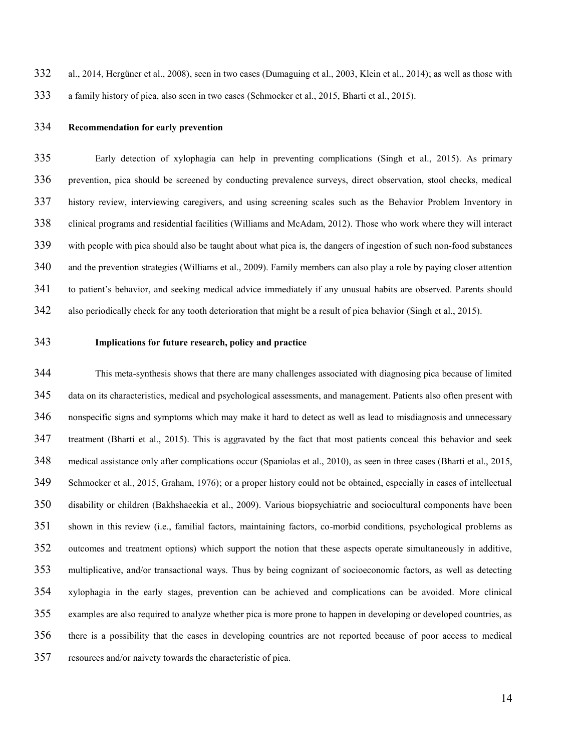al., 2014, Hergüner et al., 2008), seen in two cases (Dumaguing et al., 2003, Klein et al., 2014); as well as those with a family history of pica, also seen in two cases (Schmocker et al., 2015, Bharti et al., 2015).

**Recommendation for early prevention**

Early detection of xylophagia can help in preventing complications (Singh et al., 2015). As primary prevention, pica should be screened by conducting prevalence surveys, direct observation, stool checks, medical history review, interviewing caregivers, and using screening scales such as the Behavior Problem Inventory in clinical programs and residential facilities (Williams and McAdam, 2012). Those who work where they will interact with people with pica should also be taught about what pica is, the dangers of ingestion of such non-food substances and the prevention strategies (Williams et al., 2009). Family members can also play a role by paying closer attention to patient's behavior, and seeking medical advice immediately if any unusual habits are observed. Parents should also periodically check for any tooth deterioration that might be a result of pica behavior (Singh et al., 2015).

**Implications for future research, policy and practice**

This meta-synthesis shows that there are many challenges associated with diagnosing pica because of limited data on its characteristics, medical and psychological assessments, and management. Patients also often present with nonspecific signs and symptoms which may make it hard to detect as well as lead to misdiagnosis and unnecessary treatment (Bharti et al., 2015). This is aggravated by the fact that most patients conceal this behavior and seek medical assistance only after complications occur (Spaniolas et al., 2010), as seen in three cases (Bharti et al., 2015, Schmocker et al., 2015, Graham, 1976); or a proper history could not be obtained, especially in cases of intellectual disability or children (Bakhshaeekia et al., 2009). Various biopsychiatric and sociocultural components have been shown in this review (i.e., familial factors, maintaining factors, co-morbid conditions, psychological problems as outcomes and treatment options) which support the notion that these aspects operate simultaneously in additive, multiplicative, and/or transactional ways. Thus by being cognizant of socioeconomic factors, as well as detecting xylophagia in the early stages, prevention can be achieved and complications can be avoided. More clinical examples are also required to analyze whether pica is more prone to happen in developing or developed countries, as there is a possibility that the cases in developing countries are not reported because of poor access to medical resources and/or naivety towards the characteristic of pica.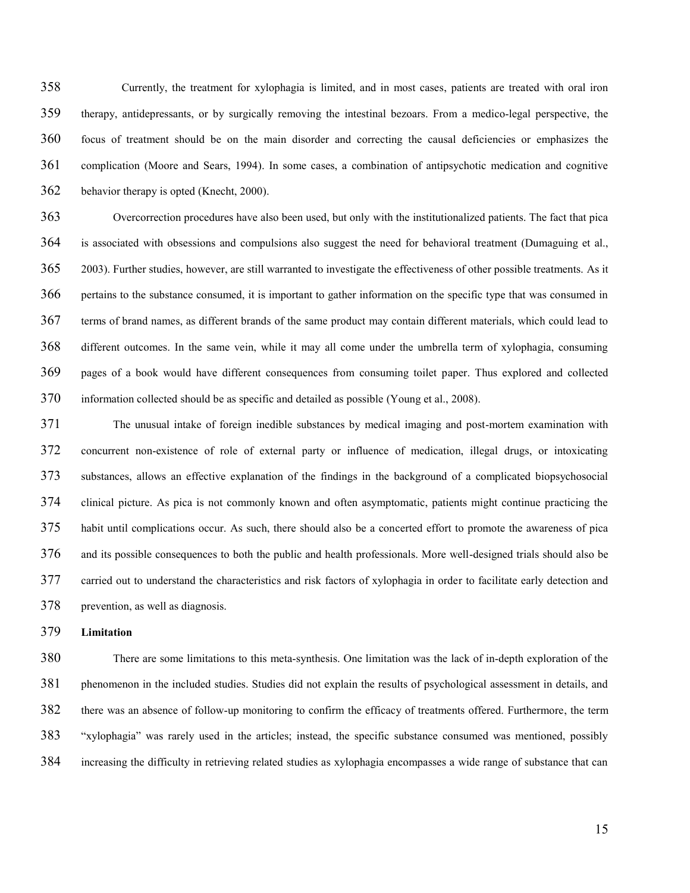Currently, the treatment for xylophagia is limited, and in most cases, patients are treated with oral iron therapy, antidepressants, or by surgically removing the intestinal bezoars. From a medico-legal perspective, the focus of treatment should be on the main disorder and correcting the causal deficiencies or emphasizes the complication (Moore and Sears, 1994). In some cases, a combination of antipsychotic medication and cognitive behavior therapy is opted (Knecht, 2000).

Overcorrection procedures have also been used, but only with the institutionalized patients. The fact that pica is associated with obsessions and compulsions also suggest the need for behavioral treatment (Dumaguing et al., 2003). Further studies, however, are still warranted to investigate the effectiveness of other possible treatments. As it pertains to the substance consumed, it is important to gather information on the specific type that was consumed in terms of brand names, as different brands of the same product may contain different materials, which could lead to different outcomes. In the same vein, while it may all come under the umbrella term of xylophagia, consuming pages of a book would have different consequences from consuming toilet paper. Thus explored and collected information collected should be as specific and detailed as possible (Young et al., 2008).

The unusual intake of foreign inedible substances by medical imaging and post-mortem examination with concurrent non-existence of role of external party or influence of medication, illegal drugs, or intoxicating substances, allows an effective explanation of the findings in the background of a complicated biopsychosocial clinical picture. As pica is not commonly known and often asymptomatic, patients might continue practicing the habit until complications occur. As such, there should also be a concerted effort to promote the awareness of pica and its possible consequences to both the public and health professionals. More well-designed trials should also be carried out to understand the characteristics and risk factors of xylophagia in order to facilitate early detection and prevention, as well as diagnosis.

**Limitation**

There are some limitations to this meta-synthesis. One limitation was the lack of in-depth exploration of the phenomenon in the included studies. Studies did not explain the results of psychological assessment in details, and there was an absence of follow-up monitoring to confirm the efficacy of treatments offered. Furthermore, the term "xylophagia" was rarely used in the articles; instead, the specific substance consumed was mentioned, possibly increasing the difficulty in retrieving related studies as xylophagia encompasses a wide range of substance that can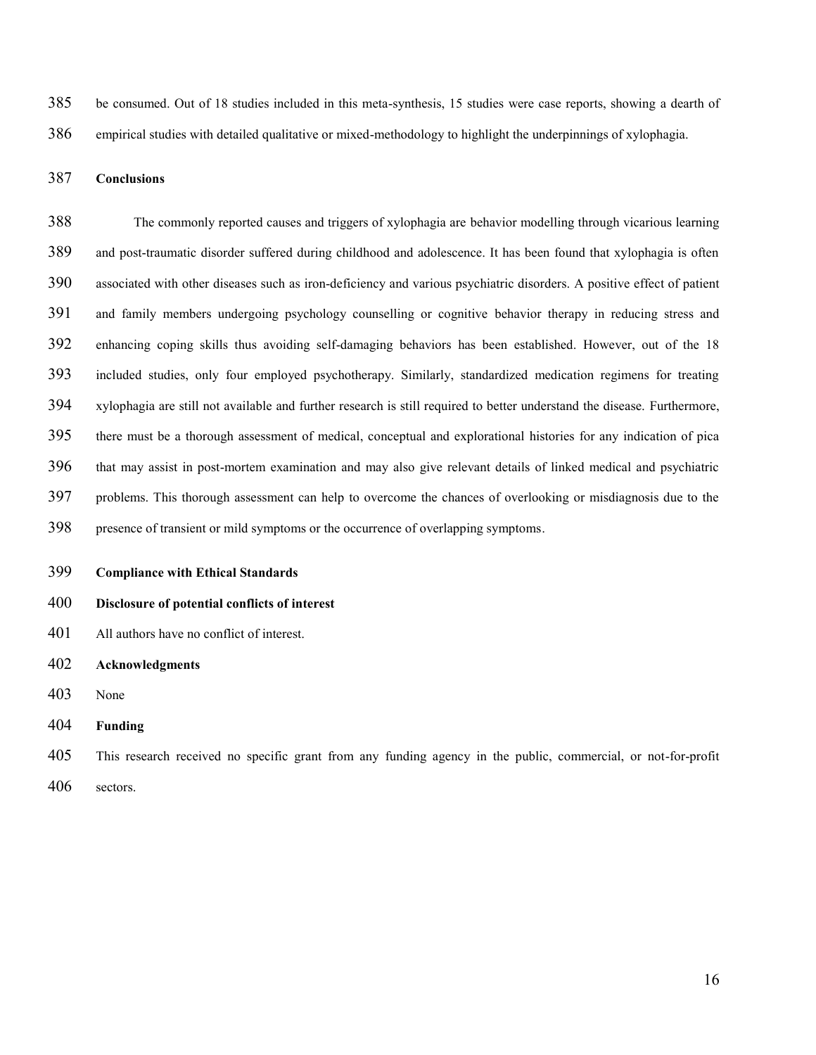be consumed. Out of 18 studies included in this meta-synthesis, 15 studies were case reports, showing a dearth of empirical studies with detailed qualitative or mixed-methodology to highlight the underpinnings of xylophagia.

## Conclusions

The commonly reported causes and triggers of xylophagia are behavior modelling through vicarious learning and post-traumatic disorder suffered during childhood and adolescence. It has been found that xylophagia is often associated with other diseases such as iron-deficiency and various psychiatric disorders. A positive effect of patient and family members undergoing psychology counselling or cognitive behavior therapy in reducing stress and enhancing coping skills thus avoiding self-damaging behaviors has been established. However, out of the 18 included studies, only four employed psychotherapy. Similarly, standardized medication regimens for treating xylophagia are still not available and further research is still required to better understand the disease. Furthermore, there must be a thorough assessment of medical, conceptual and explorational histories for any indication of pica that may assist in post-mortem examination and may also give relevant details of linked medical and psychiatric problems. This thorough assessment can help to overcome the chances of overlooking or misdiagnosis due to the presence of transient or mild symptoms or the occurrence of overlapping symptoms.

## Compliance with Ethical Standards

### Disclosure of potential conflicts of interest

All authors have no conflict of interest.

### Acknowledgments

None

### Funding

This research received no specific grant from any funding agency in the public, commercial, or not-for-profit sectors.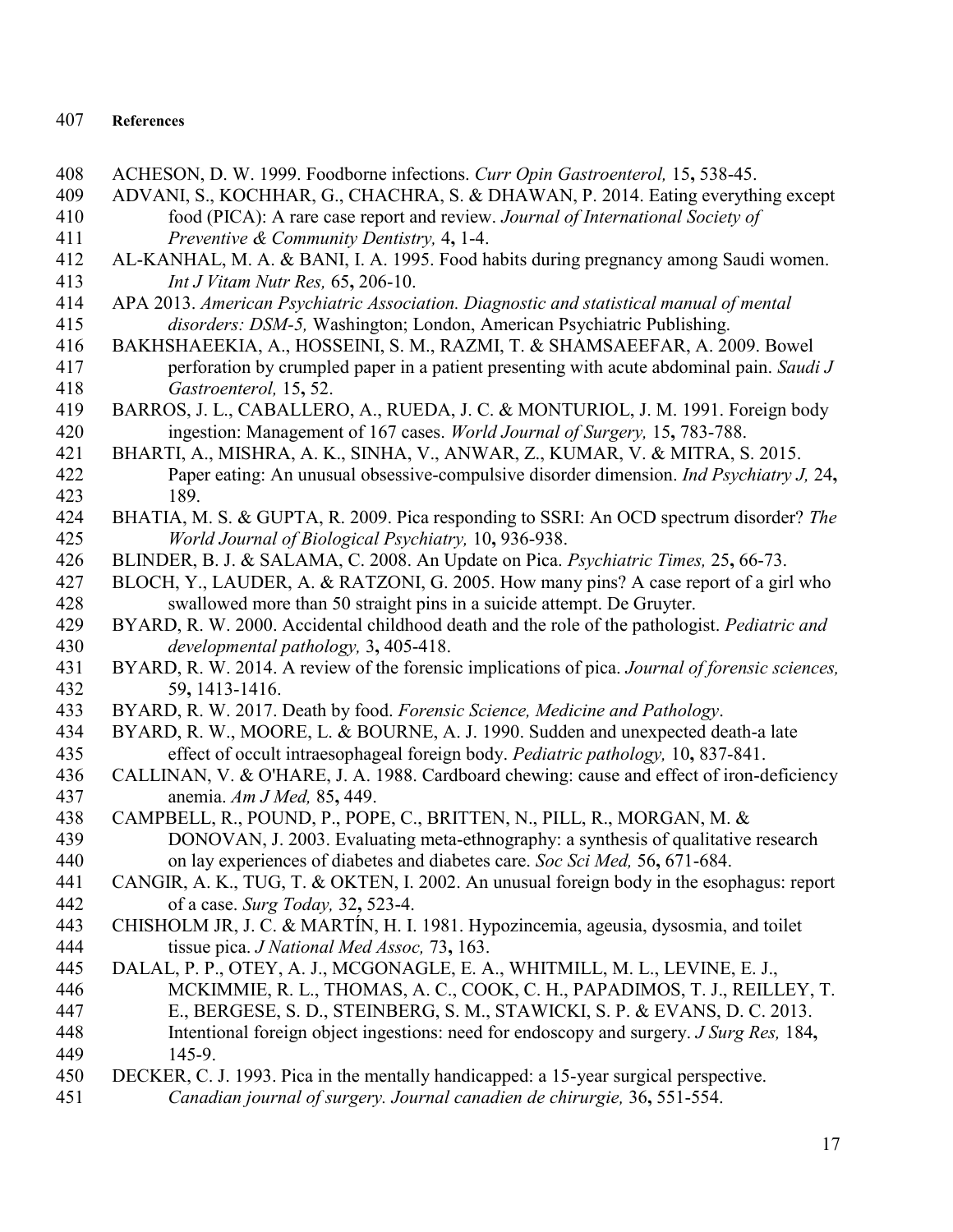## References

ACHESON, D. W. 1999. Foodborne infections. *Curr Opin Gastroenterol,* 15**,** 538-45.

ADVANI, S., KOCHHAR, G., CHACHRA, S. & DHAWAN, P. 2014. Eating everything except food (PICA): A rare case report and review. *Journal of International Society of Preventive & Community Dentistry,* 4**,** 1-4.

AL-KANHAL, M. A. & BANI, I. A. 1995. Food habits during pregnancy among Saudi women. *Int J Vitam Nutr Res,* 65**,** 206-10.

APA 2013. *American Psychiatric Association. Diagnostic and statistical manual of mental disorders: DSM-5,* Washington; London, American Psychiatric Publishing.

BAKHSHAEEKIA, A., HOSSEINI, S. M., RAZMI, T. & SHAMSAEEFAR, A. 2009. Bowel perforation by crumpled paper in a patient presenting with acute abdominal pain. *Saudi J Gastroenterol,* 15**,** 52.

BARROS, J. L., CABALLERO, A., RUEDA, J. C. & MONTURIOL, J. M. 1991. Foreign body ingestion: Management of 167 cases. *World Journal of Surgery,* 15**,** 783-788.

BHARTI, A., MISHRA, A. K., SINHA, V., ANWAR, Z., KUMAR, V. & MITRA, S. 2015. Paper eating: An unusual obsessive-compulsive disorder dimension. *Ind Psychiatry J,* 24**,** 189.

BHATIA, M. S. & GUPTA, R. 2009. Pica responding to SSRI: An OCD spectrum disorder? *The World Journal of Biological Psychiatry,* 10**,** 936-938.

BLINDER, B. J. & SALAMA, C. 2008. An Update on Pica. *Psychiatric Times,* 25**,** 66-73.

BLOCH, Y., LAUDER, A. & RATZONI, G. 2005. How many pins? A case report of a girl who swallowed more than 50 straight pins in a suicide attempt. De Gruyter.

BYARD, R. W. 2000. Accidental childhood death and the role of the pathologist. *Pediatric and developmental pathology,* 3**,** 405-418.

BYARD, R. W. 2014. A review of the forensic implications of pica. *Journal of forensic sciences,* 59**,** 1413-1416.

BYARD, R. W. 2017. Death by food. *Forensic Science, Medicine and Pathology*.

BYARD, R. W., MOORE, L. & BOURNE, A. J. 1990. Sudden and unexpected death-a late effect of occult intraesophageal foreign body. *Pediatric pathology,* 10**,** 837-841.

CALLINAN, V. & O'HARE, J. A. 1988. Cardboard chewing: cause and effect of iron-deficiency anemia. *Am J Med,* 85**,** 449.

CAMPBELL, R., POUND, P., POPE, C., BRITTEN, N., PILL, R., MORGAN, M. & DONOVAN, J. 2003. Evaluating meta-ethnography: a synthesis of qualitative research on lay experiences of diabetes and diabetes care. *Soc Sci Med,* 56**,** 671-684.

CANGIR, A. K., TUG, T. & OKTEN, I. 2002. An unusual foreign body in the esophagus: report of a case. *Surg Today,* 32**,** 523-4.

CHISHOLM JR, J. C. & MARTÍN, H. I. 1981. Hypozincemia, ageusia, dysosmia, and toilet tissue pica. *J National Med Assoc,* 73**,** 163.

DALAL, P. P., OTEY, A. J., MCGONAGLE, E. A., WHITMILL, M. L., LEVINE, E. J., MCKIMMIE, R. L., THOMAS, A. C., COOK, C. H., PAPADIMOS, T. J., REILLEY, T. E., BERGESE, S. D., STEINBERG, S. M., STAWICKI, S. P. & EVANS, D. C. 2013. Intentional foreign object ingestions: need for endoscopy and surgery. *J Surg Res,* 184**,** 145-9.

DECKER, C. J. 1993. Pica in the mentally handicapped: a 15-year surgical perspective. *Canadian journal of surgery. Journal canadien de chirurgie,* 36**,** 551-554.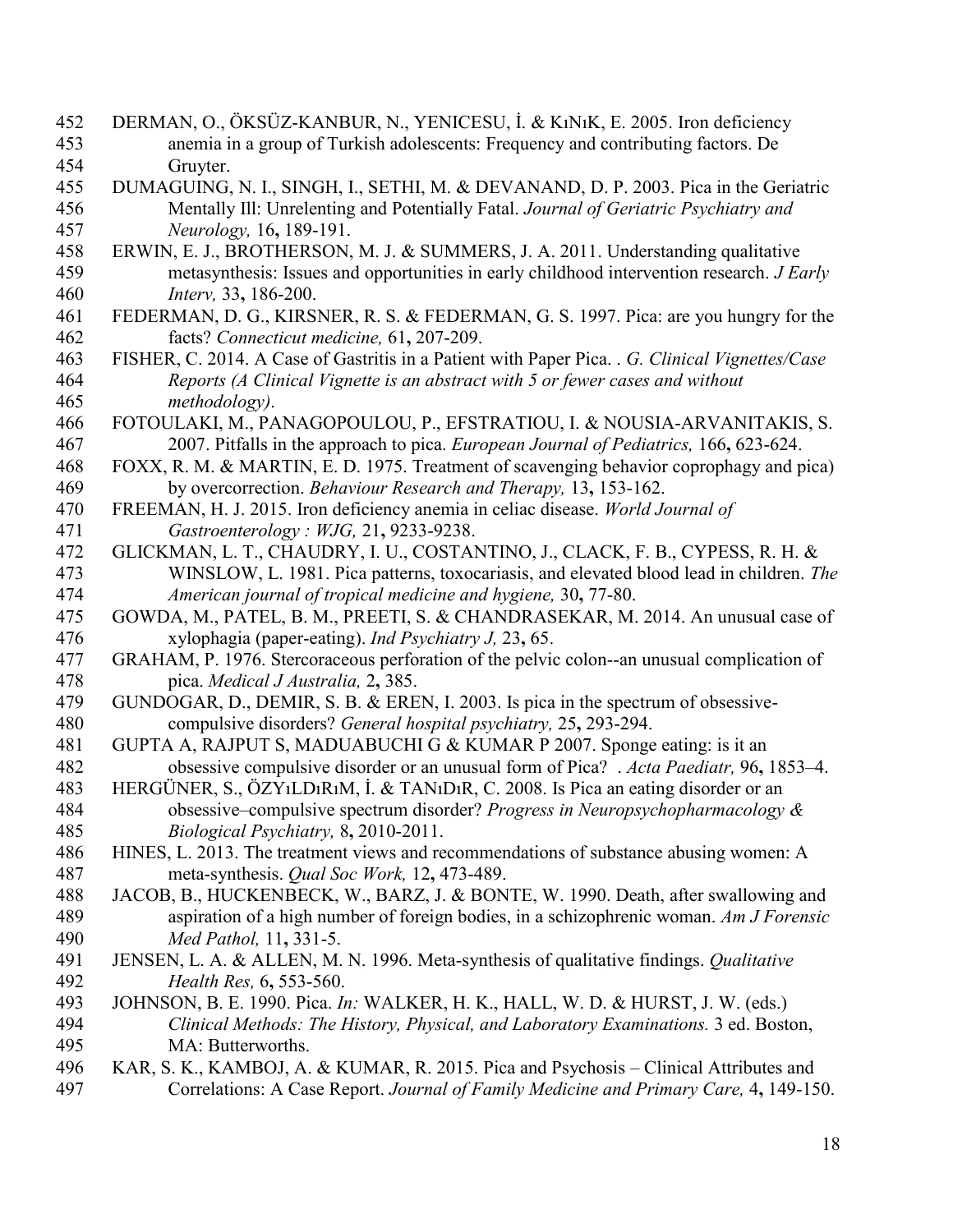DERMAN, O., ÖKSÜZ-KANBUR, N., YENICESU, İ. & KıNıK, E. 2005. Iron deficiency anemia in a group of Turkish adolescents: Frequency and contributing factors. De Gruyter.

DUMAGUING, N. I., SINGH, I., SETHI, M. & DEVANAND, D. P. 2003. Pica in the Geriatric Mentally Ill: Unrelenting and Potentially Fatal. *Journal of Geriatric Psychiatry and Neurology,* 16**,** 189-191.

ERWIN, E. J., BROTHERSON, M. J. & SUMMERS, J. A. 2011. Understanding qualitative metasynthesis: Issues and opportunities in early childhood intervention research. *J Early Interv,* 33**,** 186-200.

FEDERMAN, D. G., KIRSNER, R. S. & FEDERMAN, G. S. 1997. Pica: are you hungry for the facts? *Connecticut medicine,* 61**,** 207-209.

FISHER, C. 2014. A Case of Gastritis in a Patient with Paper Pica. . *G. Clinical Vignettes/Case Reports (A Clinical Vignette is an abstract with 5 or fewer cases and without methodology)*.

FOTOULAKI, M., PANAGOPOULOU, P., EFSTRATIOU, I. & NOUSIA-ARVANITAKIS, S. 2007. Pitfalls in the approach to pica. *European Journal of Pediatrics,* 166**,** 623-624.

FOXX, R. M. & MARTIN, E. D. 1975. Treatment of scavenging behavior coprophagy and pica) by overcorrection. *Behaviour Research and Therapy,* 13**,** 153-162.

FREEMAN, H. J. 2015. Iron deficiency anemia in celiac disease. *World Journal of Gastroenterology : WJG,* 21**,** 9233-9238.

GLICKMAN, L. T., CHAUDRY, I. U., COSTANTINO, J., CLACK, F. B., CYPESS, R. H. & WINSLOW, L. 1981. Pica patterns, toxocariasis, and elevated blood lead in children. *The American journal of tropical medicine and hygiene,* 30**,** 77-80.

GOWDA, M., PATEL, B. M., PREETI, S. & CHANDRASEKAR, M. 2014. An unusual case of xylophagia (paper-eating). *Ind Psychiatry J,* 23**,** 65.

GRAHAM, P. 1976. Stercoraceous perforation of the pelvic colon--an unusual complication of pica. *Medical J Australia,* 2**,** 385.

GUNDOGAR, D., DEMIR, S. B. & EREN, I. 2003. Is pica in the spectrum of obsessive-compulsive disorders? *General hospital psychiatry,* 25**,** 293-294.

GUPTA A, RAJPUT S, MADUABUCHI G & KUMAR P 2007. Sponge eating: is it an obsessive compulsive disorder or an unusual form of Pica? . *Acta Paediatr,* 96**,** 1853–4.

HERGÜNER, S., ÖZYıLDıRıM, İ. & TANıDıR, C. 2008. Is Pica an eating disorder or an obsessive–compulsive spectrum disorder? *Progress in Neuropsychopharmacology & Biological Psychiatry,* 8**,** 2010-2011.

HINES, L. 2013. The treatment views and recommendations of substance abusing women: A meta-synthesis. *Qual Soc Work,* 12**,** 473-489.

JACOB, B., HUCKENBECK, W., BARZ, J. & BONTE, W. 1990. Death, after swallowing and aspiration of a high number of foreign bodies, in a schizophrenic woman. *Am J Forensic Med Pathol,* 11**,** 331-5.

JENSEN, L. A. & ALLEN, M. N. 1996. Meta-synthesis of qualitative findings. *Qualitative Health Res,* 6**,** 553-560.

JOHNSON, B. E. 1990. Pica. *In:* WALKER, H. K., HALL, W. D. & HURST, J. W. (eds.) *Clinical Methods: The History, Physical, and Laboratory Examinations.* 3 ed. Boston, MA: Butterworths.

KAR, S. K., KAMBOJ, A. & KUMAR, R. 2015. Pica and Psychosis – Clinical Attributes and Correlations: A Case Report. *Journal of Family Medicine and Primary Care,* 4**,** 149-150.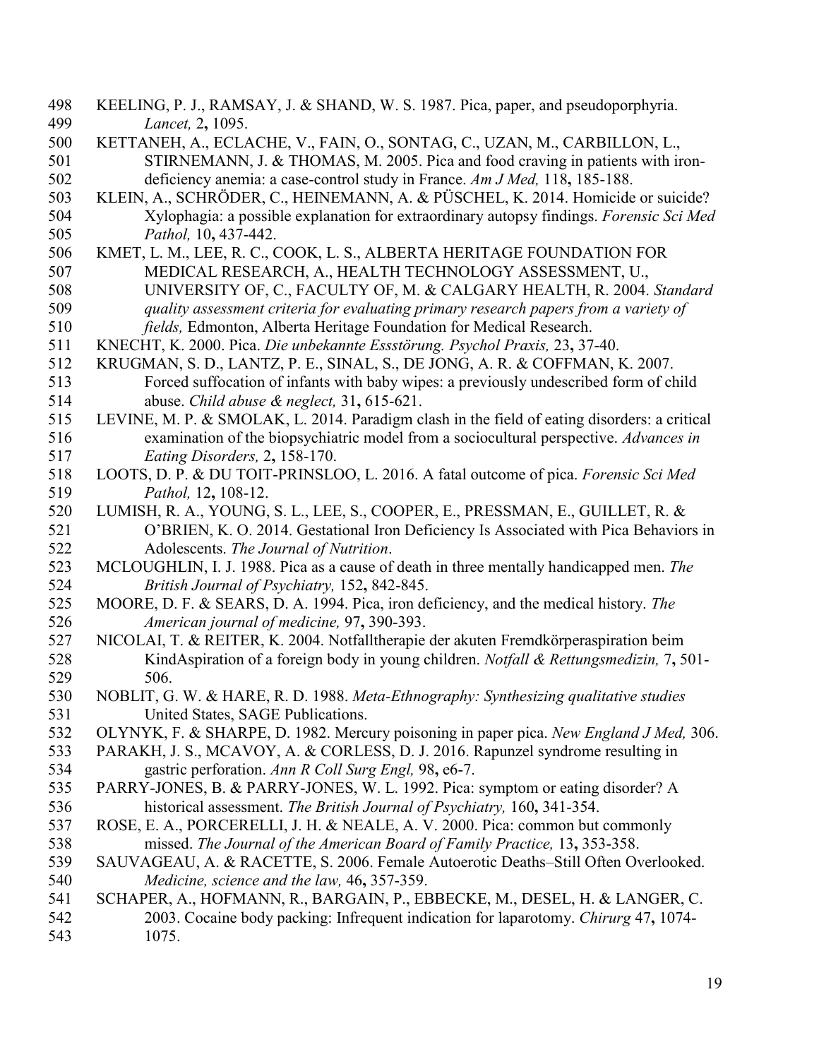KEELING, P. J., RAMSAY, J. & SHAND, W. S. 1987. Pica, paper, and pseudoporphyria. *Lancet,* 2**,** 1095.

KETTANEH, A., ECLACHE, V., FAIN, O., SONTAG, C., UZAN, M., CARBILLON, L., STIRNEMANN, J. & THOMAS, M. 2005. Pica and food craving in patients with iron-deficiency anemia: a case-control study in France. *Am J Med,* 118**,** 185-188.

KLEIN, A., SCHRÖDER, C., HEINEMANN, A. & PÜSCHEL, K. 2014. Homicide or suicide? Xylophagia: a possible explanation for extraordinary autopsy findings. *Forensic Sci Med Pathol,* 10**,** 437-442.

KMET, L. M., LEE, R. C., COOK, L. S., ALBERTA HERITAGE FOUNDATION FOR MEDICAL RESEARCH, A., HEALTH TECHNOLOGY ASSESSMENT, U., UNIVERSITY OF, C., FACULTY OF, M. & CALGARY HEALTH, R. 2004. *Standard quality assessment criteria for evaluating primary research papers from a variety of fields,* Edmonton, Alberta Heritage Foundation for Medical Research.

KNECHT, K. 2000. Pica. *Die unbekannte Essstörung. Psychol Praxis,* 23**,** 37-40.

KRUGMAN, S. D., LANTZ, P. E., SINAL, S., DE JONG, A. R. & COFFMAN, K. 2007. Forced suffocation of infants with baby wipes: a previously undescribed form of child abuse. *Child abuse & neglect,* 31**,** 615-621.

LEVINE, M. P. & SMOLAK, L. 2014. Paradigm clash in the field of eating disorders: a critical examination of the biopsychiatric model from a sociocultural perspective. *Advances in Eating Disorders,* 2**,** 158-170.

LOOTS, D. P. & DU TOIT-PRINSLOO, L. 2016. A fatal outcome of pica. *Forensic Sci Med Pathol,* 12**,** 108-12.

LUMISH, R. A., YOUNG, S. L., LEE, S., COOPER, E., PRESSMAN, E., GUILLET, R. & O'BRIEN, K. O. 2014. Gestational Iron Deficiency Is Associated with Pica Behaviors in Adolescents. *The Journal of Nutrition*.

MCLOUGHLIN, I. J. 1988. Pica as a cause of death in three mentally handicapped men. *The British Journal of Psychiatry,* 152**,** 842-845.

MOORE, D. F. & SEARS, D. A. 1994. Pica, iron deficiency, and the medical history. *The American journal of medicine,* 97**,** 390-393.

NICOLAI, T. & REITER, K. 2004. Notfalltherapie der akuten Fremdkörperaspiration beim KindAspiration of a foreign body in young children. *Notfall & Rettungsmedizin,* 7**,** 501-506.

NOBLIT, G. W. & HARE, R. D. 1988. *Meta-Ethnography: Synthesizing qualitative studies* United States, SAGE Publications.

OLYNYK, F. & SHARPE, D. 1982. Mercury poisoning in paper pica. *New England J Med,* 306.

PARAKH, J. S., MCAVOY, A. & CORLESS, D. J. 2016. Rapunzel syndrome resulting in gastric perforation. *Ann R Coll Surg Engl,* 98**,** e6-7.

PARRY-JONES, B. & PARRY-JONES, W. L. 1992. Pica: symptom or eating disorder? A historical assessment. *The British Journal of Psychiatry,* 160**,** 341-354.

ROSE, E. A., PORCERELLI, J. H. & NEALE, A. V. 2000. Pica: common but commonly missed. *The Journal of the American Board of Family Practice,* 13**,** 353-358.

SAUVAGEAU, A. & RACETTE, S. 2006. Female Autoerotic Deaths–Still Often Overlooked. *Medicine, science and the law,* 46**,** 357-359.

SCHAPER, A., HOFMANN, R., BARGAIN, P., EBBECKE, M., DESEL, H. & LANGER, C. 2003. Cocaine body packing: Infrequent indication for laparotomy. *Chirurg* 47**,** 1074-1075.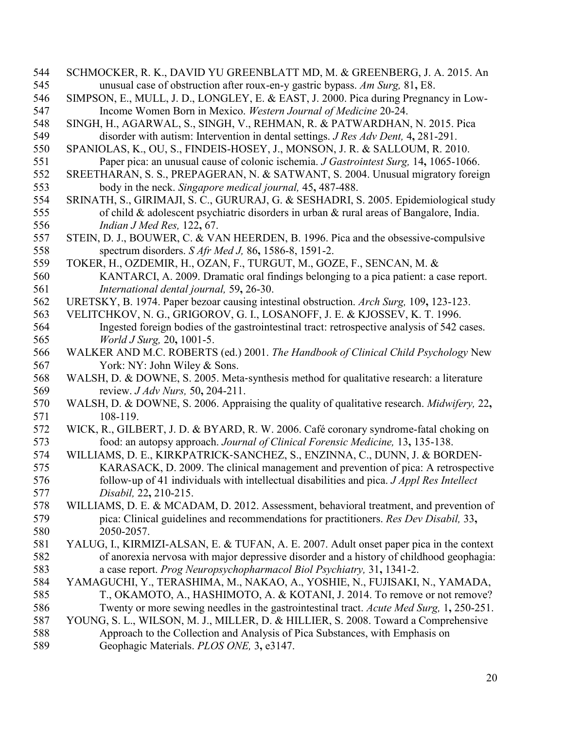SCHMOCKER, R. K., DAVID YU GREENBLATT MD, M. & GREENBERG, J. A. 2015. An unusual case of obstruction after roux-en-y gastric bypass. *Am Surg,* 81**,** E8.

SIMPSON, E., MULL, J. D., LONGLEY, E. & EAST, J. 2000. Pica during Pregnancy in Low-Income Women Born in Mexico. *Western Journal of Medicine* 20-24.

SINGH, H., AGARWAL, S., SINGH, V., REHMAN, R. & PATWARDHAN, N. 2015. Pica disorder with autism: Intervention in dental settings. *J Res Adv Dent,* 4**,** 281-291.

SPANIOLAS, K., OU, S., FINDEIS-HOSEY, J., MONSON, J. R. & SALLOUM, R. 2010. Paper pica: an unusual cause of colonic ischemia. *J Gastrointest Surg,* 14**,** 1065-1066.

SREETHARAN, S. S., PREPAGERAN, N. & SATWANT, S. 2004. Unusual migratory foreign body in the neck. *Singapore medical journal,* 45**,** 487-488.

SRINATH, S., GIRIMAJI, S. C., GURURAJ, G. & SESHADRI, S. 2005. Epidemiological study of child & adolescent psychiatric disorders in urban & rural areas of Bangalore, India. *Indian J Med Res,* 122**,** 67.

STEIN, D. J., BOUWER, C. & VAN HEERDEN, B. 1996. Pica and the obsessive-compulsive spectrum disorders. *S Afr Med J,* 86**,** 1586-8, 1591-2.

TOKER, H., OZDEMIR, H., OZAN, F., TURGUT, M., GOZE, F., SENCAN, M. & KANTARCI, A. 2009. Dramatic oral findings belonging to a pica patient: a case report. *International dental journal,* 59**,** 26-30.

URETSKY, B. 1974. Paper bezoar causing intestinal obstruction. *Arch Surg,* 109**,** 123-123.

VELITCHKOV, N. G., GRIGOROV, G. I., LOSANOFF, J. E. & KJOSSEV, K. T. 1996. Ingested foreign bodies of the gastrointestinal tract: retrospective analysis of 542 cases. *World J Surg,* 20**,** 1001-5.

WALKER AND M.C. ROBERTS (ed.) 2001. *The Handbook of Clinical Child Psychology* New York: NY: John Wiley & Sons.

WALSH, D. & DOWNE, S. 2005. Meta-synthesis method for qualitative research: a literature review. *J Adv Nurs,* 50**,** 204-211.

WALSH, D. & DOWNE, S. 2006. Appraising the quality of qualitative research. *Midwifery,* 22**,** 108-119.

WICK, R., GILBERT, J. D. & BYARD, R. W. 2006. Café coronary syndrome-fatal choking on food: an autopsy approach. *Journal of Clinical Forensic Medicine,* 13**,** 135-138.

WILLIAMS, D. E., KIRKPATRICK-SANCHEZ, S., ENZINNA, C., DUNN, J. & BORDEN-KARASACK, D. 2009. The clinical management and prevention of pica: A retrospective follow-up of 41 individuals with intellectual disabilities and pica. *J Appl Res Intellect Disabil,* 22**,** 210-215.

WILLIAMS, D. E. & MCADAM, D. 2012. Assessment, behavioral treatment, and prevention of pica: Clinical guidelines and recommendations for practitioners. *Res Dev Disabil,* 33**,** 2050-2057.

YALUG, I., KIRMIZI-ALSAN, E. & TUFAN, A. E. 2007. Adult onset paper pica in the context of anorexia nervosa with major depressive disorder and a history of childhood geophagia: a case report. *Prog Neuropsychopharmacol Biol Psychiatry,* 31**,** 1341-2.

YAMAGUCHI, Y., TERASHIMA, M., NAKAO, A., YOSHIE, N., FUJISAKI, N., YAMADA, T., OKAMOTO, A., HASHIMOTO, A. & KOTANI, J. 2014. To remove or not remove? Twenty or more sewing needles in the gastrointestinal tract. *Acute Med Surg,* 1**,** 250-251.

YOUNG, S. L., WILSON, M. J., MILLER, D. & HILLIER, S. 2008. Toward a Comprehensive Approach to the Collection and Analysis of Pica Substances, with Emphasis on Geophagic Materials. *PLOS ONE,* 3**,** e3147.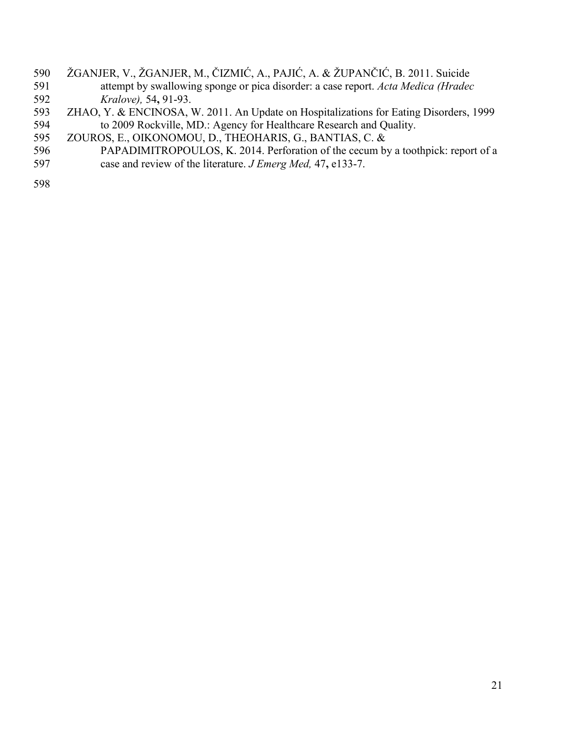ŽGANJER, V., ŽGANJER, M., ČIZMIĆ, A., PAJIĆ, A. & ŽUPANČIĆ, B. 2011. Suicide attempt by swallowing sponge or pica disorder: a case report. *Acta Medica (Hradec Kralove),* 54**,** 91-93.

ZHAO, Y. & ENCINOSA, W. 2011. An Update on Hospitalizations for Eating Disorders, 1999 to 2009 Rockville, MD.: Agency for Healthcare Research and Quality.

ZOUROS, E., OIKONOMOU, D., THEOHARIS, G., BANTIAS, C. & PAPADIMITROPOULOS, K. 2014. Perforation of the cecum by a toothpick: report of a case and review of the literature. *J Emerg Med,* 47**,** e133-7.